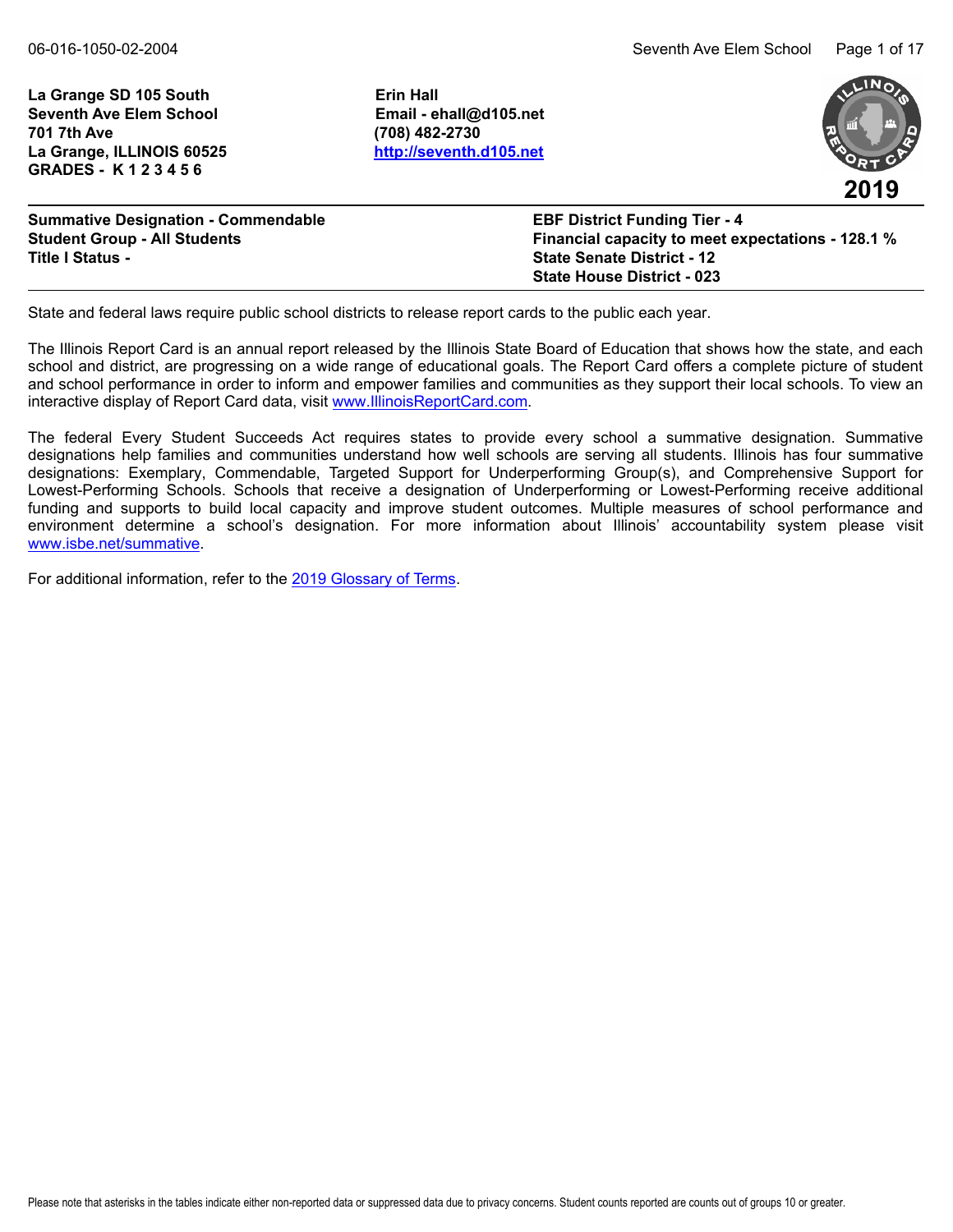**La Grange SD 105 South**
**Seventh Ave Elem School**
**701 7th Ave**
**La Grange, ILLINOIS 60525**
**GRADES - K 1 2 3 4 5 6**

**Erin Hall**
**Email - ehall@d105.net**
**(708) 482-2730**
**http://seventh.d105.net**

**2019**

---

**Summative Designation - Commendable**
**Student Group - All Students**
**Title I Status -**

**EBF District Funding Tier - 4**
**Financial capacity to meet expectations - 128.1 %**
**State Senate District - 12**
**State House District - 023**

---

State and federal laws require public school districts to release report cards to the public each year.

The Illinois Report Card is an annual report released by the Illinois State Board of Education that shows how the state, and each school and district, are progressing on a wide range of educational goals. The Report Card offers a complete picture of student and school performance in order to inform and empower families and communities as they support their local schools. To view an interactive display of Report Card data, visit www.IllinoisReportCard.com.

The federal Every Student Succeeds Act requires states to provide every school a summative designation. Summative designations help families and communities understand how well schools are serving all students. Illinois has four summative designations: Exemplary, Commendable, Targeted Support for Underperforming Group(s), and Comprehensive Support for Lowest-Performing Schools. Schools that receive a designation of Underperforming or Lowest-Performing receive additional funding and supports to build local capacity and improve student outcomes. Multiple measures of school performance and environment determine a school's designation. For more information about Illinois' accountability system please visit www.isbe.net/summative.

For additional information, refer to the 2019 Glossary of Terms.

Please note that asterisks in the tables indicate either non-reported data or suppressed data due to privacy concerns. Student counts reported are counts out of groups 10 or greater.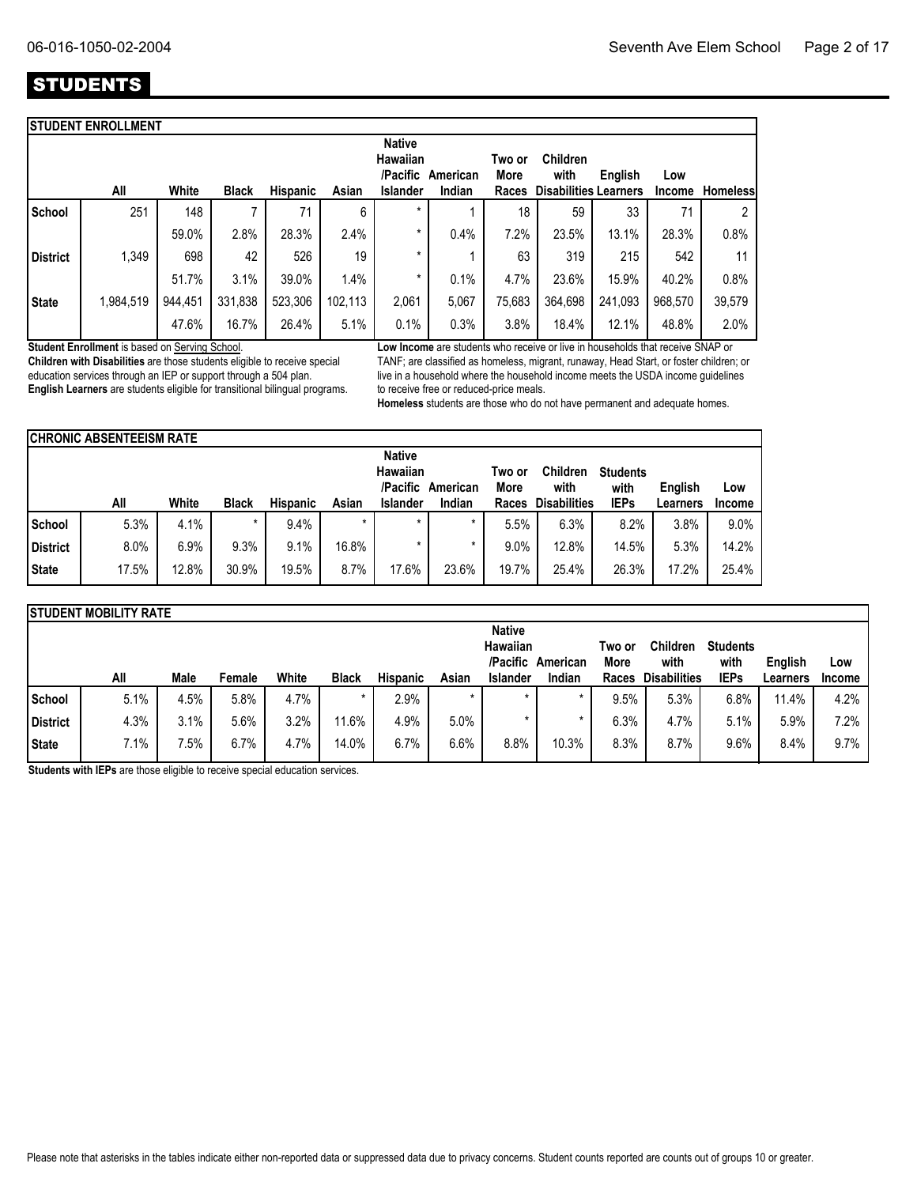# STUDENTS

## STUDENT ENROLLMENT

| | All | White | Black | Hispanic | Asian | Native Hawaiian /Pacific Islander | American Indian | Two or More Races | Children with Disabilities | English Learners | Low Income | Homeless |
|---|---|---|---|---|---|---|---|---|---|---|---|---|
| School | 251 | 148 | 7 | 71 | 6 | * | 1 | 18 | 59 | 33 | 71 | 2 |
| | | 59.0% | 2.8% | 28.3% | 2.4% | * | 0.4% | 7.2% | 23.5% | 13.1% | 28.3% | 0.8% |
| District | 1,349 | 698 | 42 | 526 | 19 | * | 1 | 63 | 319 | 215 | 542 | 11 |
| | | 51.7% | 3.1% | 39.0% | 1.4% | * | 0.1% | 4.7% | 23.6% | 15.9% | 40.2% | 0.8% |
| State | 1,984,519 | 944,451 | 331,838 | 523,306 | 102,113 | 2,061 | 5,067 | 75,683 | 364,698 | 241,093 | 968,570 | 39,579 |
| | | 47.6% | 16.7% | 26.4% | 5.1% | 0.1% | 0.3% | 3.8% | 18.4% | 12.1% | 48.8% | 2.0% |

**Student Enrollment** is based on Serving School.
**Children with Disabilities** are those students eligible to receive special education services through an IEP or support through a 504 plan.
**English Learners** are students eligible for transitional bilingual programs.

**Low Income** are students who receive or live in households that receive SNAP or TANF; are classified as homeless, migrant, runaway, Head Start, or foster children; or live in a household where the household income meets the USDA income guidelines to receive free or reduced-price meals.
**Homeless** students are those who do not have permanent and adequate homes.

## CHRONIC ABSENTEEISM RATE

| | All | White | Black | Hispanic | Asian | Native Hawaiian /Pacific Islander | American Indian | Two or More Races | Children with Disabilities | Students with IEPs | English Learners | Low Income |
|---|---|---|---|---|---|---|---|---|---|---|---|---|
| School | 5.3% | 4.1% | * | 9.4% | * | * | * | 5.5% | 6.3% | 8.2% | 3.8% | 9.0% |
| District | 8.0% | 6.9% | 9.3% | 9.1% | 16.8% | * | * | 9.0% | 12.8% | 14.5% | 5.3% | 14.2% |
| State | 17.5% | 12.8% | 30.9% | 19.5% | 8.7% | 17.6% | 23.6% | 19.7% | 25.4% | 26.3% | 17.2% | 25.4% |

## STUDENT MOBILITY RATE

| | All | Male | Female | White | Black | Hispanic | Asian | Native Hawaiian /Pacific Islander | American Indian | Two or More Races | Children with Disabilities | Students with IEPs | English Learners | Low Income |
|---|---|---|---|---|---|---|---|---|---|---|---|---|---|---|
| School | 5.1% | 4.5% | 5.8% | 4.7% | * | 2.9% | * | * | * | 9.5% | 5.3% | 6.8% | 11.4% | 4.2% |
| District | 4.3% | 3.1% | 5.6% | 3.2% | 11.6% | 4.9% | 5.0% | * | * | 6.3% | 4.7% | 5.1% | 5.9% | 7.2% |
| State | 7.1% | 7.5% | 6.7% | 4.7% | 14.0% | 6.7% | 6.6% | 8.8% | 10.3% | 8.3% | 8.7% | 9.6% | 8.4% | 9.7% |

**Students with IEPs** are those eligible to receive special education services.

Please note that asterisks in the tables indicate either non-reported data or suppressed data due to privacy concerns. Student counts reported are counts out of groups 10 or greater.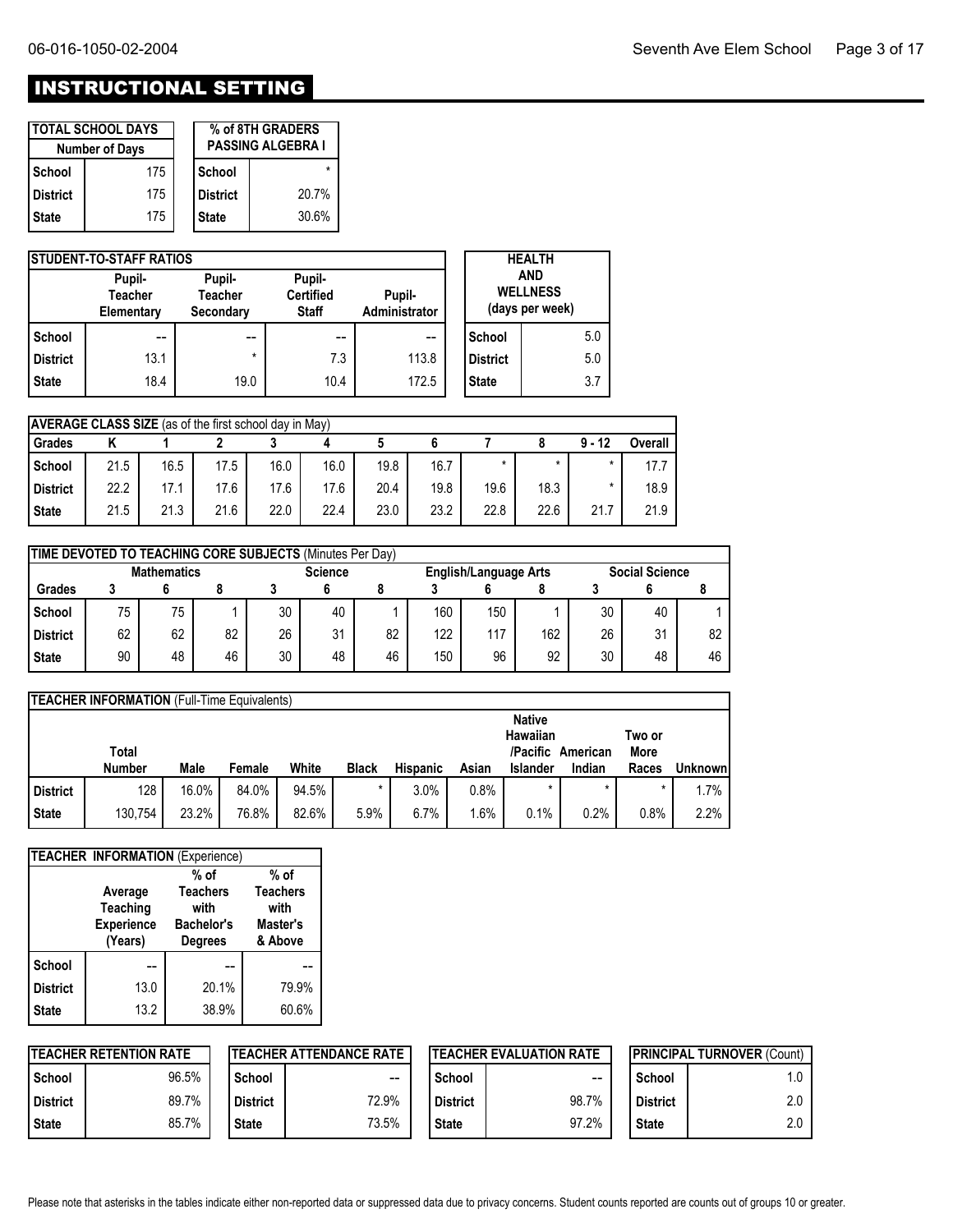# INSTRUCTIONAL SETTING

| TOTAL SCHOOL DAYS | |
|---|---|
| Number of Days | |
| School | 175 |
| District | 175 |
| State | 175 |

| % of 8TH GRADERS PASSING ALGEBRA I | |
|---|---|
| School | * |
| District | 20.7% |
| State | 30.6% |

| STUDENT-TO-STAFF RATIOS | Pupil-Teacher Elementary | Pupil-Teacher Secondary | Pupil-Certified Staff | Pupil-Administrator |
|---|---|---|---|---|
| School | -- | -- | -- | -- |
| District | 13.1 | * | 7.3 | 113.8 |
| State | 18.4 | 19.0 | 10.4 | 172.5 |

| HEALTH AND WELLNESS (days per week) | |
|---|---|
| School | 5.0 |
| District | 5.0 |
| State | 3.7 |

| AVERAGE CLASS SIZE (as of the first school day in May) | | | | | | | | | | | |
|---|---|---|---|---|---|---|---|---|---|---|---|
| Grades | K | 1 | 2 | 3 | 4 | 5 | 6 | 7 | 8 | 9 - 12 | Overall |
| School | 21.5 | 16.5 | 17.5 | 16.0 | 16.0 | 19.8 | 16.7 | * | * | * | 17.7 |
| District | 22.2 | 17.1 | 17.6 | 17.6 | 17.6 | 20.4 | 19.8 | 19.6 | 18.3 | * | 18.9 |
| State | 21.5 | 21.3 | 21.6 | 22.0 | 22.4 | 23.0 | 23.2 | 22.8 | 22.6 | 21.7 | 21.9 |

| TIME DEVOTED TO TEACHING CORE SUBJECTS (Minutes Per Day) | Mathematics | | | Science | | | English/Language Arts | | | Social Science | | |
|---|---|---|---|---|---|---|---|---|---|---|---|---|
| Grades | 3 | 6 | 8 | 3 | 6 | 8 | 3 | 6 | 8 | 3 | 6 | 8 |
| School | 75 | 75 | 1 | 30 | 40 | 1 | 160 | 150 | 1 | 30 | 40 | 1 |
| District | 62 | 62 | 82 | 26 | 31 | 82 | 122 | 117 | 162 | 26 | 31 | 82 |
| State | 90 | 48 | 46 | 30 | 48 | 46 | 150 | 96 | 92 | 30 | 48 | 46 |

| TEACHER INFORMATION (Full-Time Equivalents) | Total Number | Male | Female | White | Black | Hispanic | Asian | Native Hawaiian /Pacific Islander | American Indian | Two or More Races | Unknown |
|---|---|---|---|---|---|---|---|---|---|---|---|
| District | 128 | 16.0% | 84.0% | 94.5% | * | 3.0% | 0.8% | * | * | * | 1.7% |
| State | 130,754 | 23.2% | 76.8% | 82.6% | 5.9% | 6.7% | 1.6% | 0.1% | 0.2% | 0.8% | 2.2% |

| TEACHER INFORMATION (Experience) | Average Teaching Experience (Years) | % of Teachers with Bachelor's Degrees | % of Teachers with Master's & Above |
|---|---|---|---|
| School | -- | -- | -- |
| District | 13.0 | 20.1% | 79.9% |
| State | 13.2 | 38.9% | 60.6% |

| TEACHER RETENTION RATE | |
|---|---|
| School | 96.5% |
| District | 89.7% |
| State | 85.7% |

| TEACHER ATTENDANCE RATE | |
|---|---|
| School | -- |
| District | 72.9% |
| State | 73.5% |

| TEACHER EVALUATION RATE | |
|---|---|
| School | -- |
| District | 98.7% |
| State | 97.2% |

| PRINCIPAL TURNOVER (Count) | |
|---|---|
| School | 1.0 |
| District | 2.0 |
| State | 2.0 |

Please note that asterisks in the tables indicate either non-reported data or suppressed data due to privacy concerns. Student counts reported are counts out of groups 10 or greater.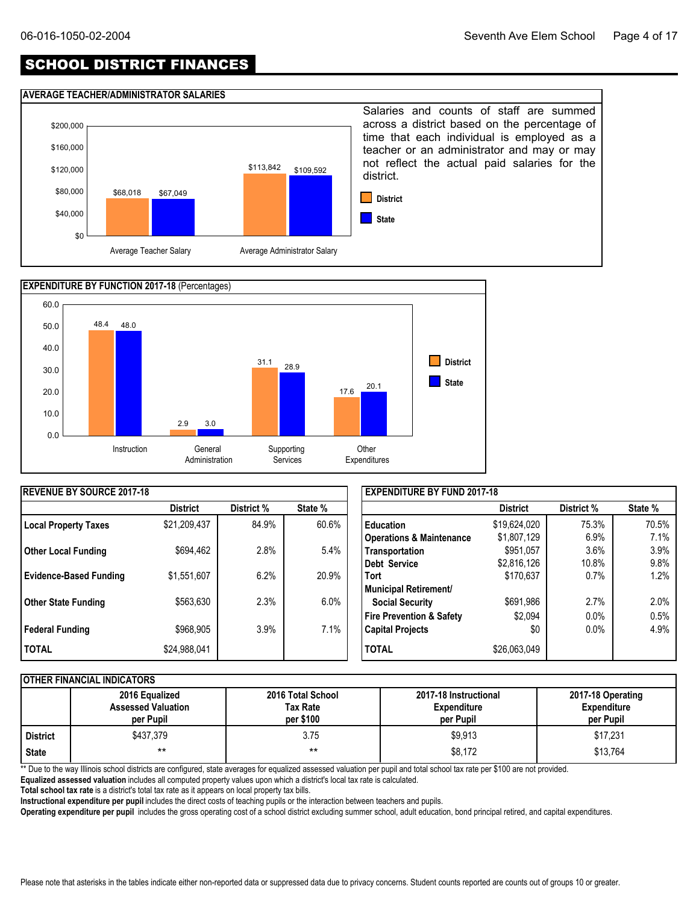# SCHOOL DISTRICT FINANCES

## AVERAGE TEACHER/ADMINISTRATOR SALARIES

| | District | State |
|---|---|---|
| Average Teacher Salary | $68,018 | $67,049 |
| Average Administrator Salary | $113,842 | $109,592 |

Salaries and counts of staff are summed across a district based on the percentage of time that each individual is employed as a teacher or an administrator and may or may not reflect the actual paid salaries for the district.

## EXPENDITURE BY FUNCTION 2017-18 (Percentages)

| | District | State |
|---|---|---|
| Instruction | 48.4 | 48.0 |
| General Administration | 2.9 | 3.0 |
| Supporting Services | 31.1 | 28.9 |
| Other Expenditures | 17.6 | 20.1 |

## REVENUE BY SOURCE 2017-18

| | District | District % | State % |
|---|---|---|---|
| Local Property Taxes | $21,209,437 | 84.9% | 60.6% |
| Other Local Funding | $694,462 | 2.8% | 5.4% |
| Evidence-Based Funding | $1,551,607 | 6.2% | 20.9% |
| Other State Funding | $563,630 | 2.3% | 6.0% |
| Federal Funding | $968,905 | 3.9% | 7.1% |
| TOTAL | $24,988,041 | | |

## EXPENDITURE BY FUND 2017-18

| | District | District % | State % |
|---|---|---|---|
| Education | $19,624,020 | 75.3% | 70.5% |
| Operations & Maintenance | $1,807,129 | 6.9% | 7.1% |
| Transportation | $951,057 | 3.6% | 3.9% |
| Debt Service | $2,816,126 | 10.8% | 9.8% |
| Tort | $170,637 | 0.7% | 1.2% |
| Municipal Retirement/ Social Security | $691,986 | 2.7% | 2.0% |
| Fire Prevention & Safety | $2,094 | 0.0% | 0.5% |
| Capital Projects | $0 | 0.0% | 4.9% |
| TOTAL | $26,063,049 | | |

## OTHER FINANCIAL INDICATORS

| | 2016 Equalized Assessed Valuation per Pupil | 2016 Total School Tax Rate per $100 | 2017-18 Instructional Expenditure per Pupil | 2017-18 Operating Expenditure per Pupil |
|---|---|---|---|---|
| District | $437,379 | 3.75 | $9,913 | $17,231 |
| State | ** | ** | $8,172 | $13,764 |

** Due to the way Illinois school districts are configured, state averages for equalized assessed valuation per pupil and total school tax rate per $100 are not provided.

**Equalized assessed valuation** includes all computed property values upon which a district's local tax rate is calculated.

**Total school tax rate** is a district's total tax rate as it appears on local property tax bills.

**Instructional expenditure per pupil** includes the direct costs of teaching pupils or the interaction between teachers and pupils.

**Operating expenditure per pupil** includes the gross operating cost of a school district excluding summer school, adult education, bond principal retired, and capital expenditures.

Please note that asterisks in the tables indicate either non-reported data or suppressed data due to privacy concerns. Student counts reported are counts out of groups 10 or greater.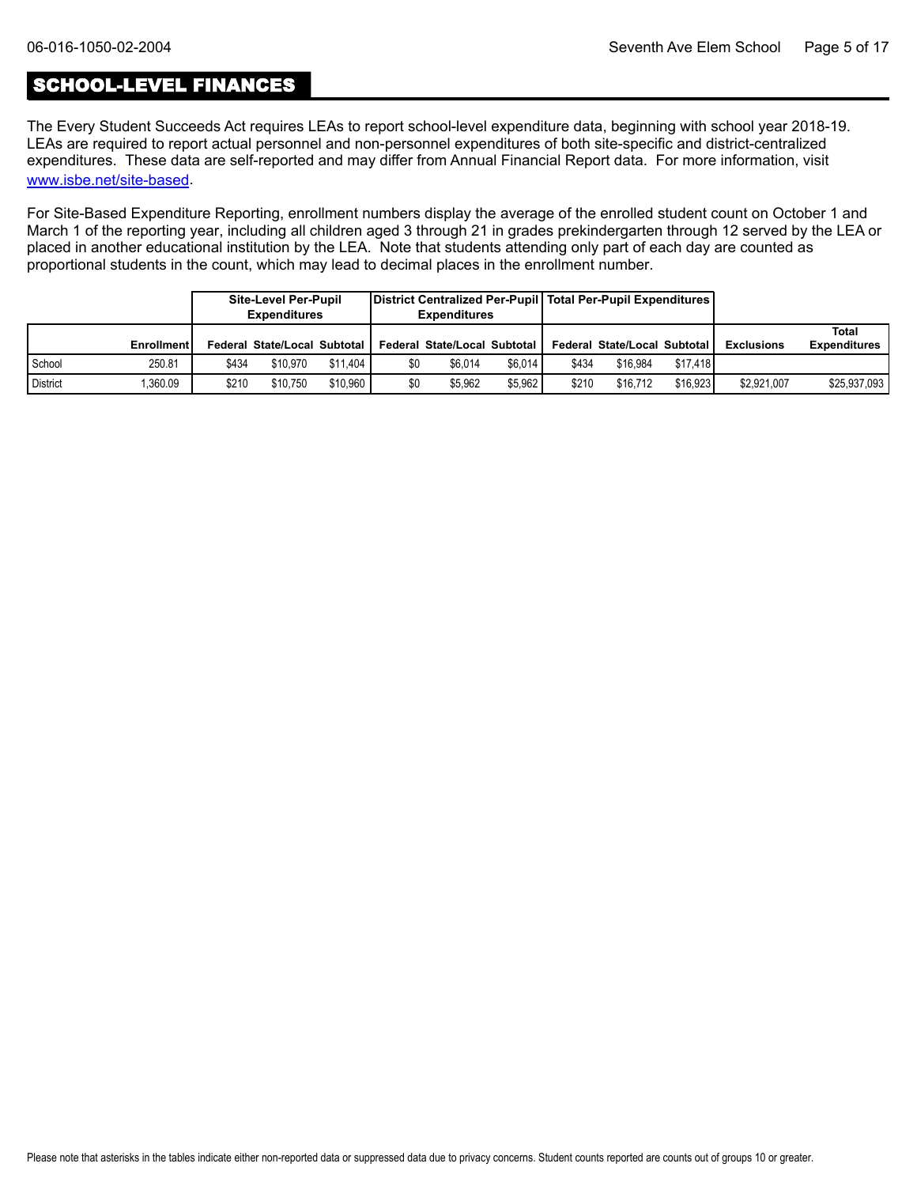# SCHOOL-LEVEL FINANCES

The Every Student Succeeds Act requires LEAs to report school-level expenditure data, beginning with school year 2018-19. LEAs are required to report actual personnel and non-personnel expenditures of both site-specific and district-centralized expenditures. These data are self-reported and may differ from Annual Financial Report data. For more information, visit [www.isbe.net/site-based](www.isbe.net/site-based).

For Site-Based Expenditure Reporting, enrollment numbers display the average of the enrolled student count on October 1 and March 1 of the reporting year, including all children aged 3 through 21 in grades prekindergarten through 12 served by the LEA or placed in another educational institution by the LEA. Note that students attending only part of each day are counted as proportional students in the count, which may lead to decimal places in the enrollment number.

| | | Site-Level Per-Pupil Expenditures | | | District Centralized Per-Pupil Expenditures | | | Total Per-Pupil Expenditures | | | | |
|---|---|---|---|---|---|---|---|---|---|---|---|---|
| | Enrollment | Federal | State/Local | Subtotal | Federal | State/Local | Subtotal | Federal | State/Local | Subtotal | Exclusions | Total Expenditures |
| School | 250.81 | $434 | $10,970 | $11,404 | $0 | $6,014 | $6,014 | $434 | $16,984 | $17,418 | | |
| District | 1,360.09 | $210 | $10,750 | $10,960 | $0 | $5,962 | $5,962 | $210 | $16,712 | $16,923 | $2,921,007 | $25,937,093 |

Please note that asterisks in the tables indicate either non-reported data or suppressed data due to privacy concerns. Student counts reported are counts out of groups 10 or greater.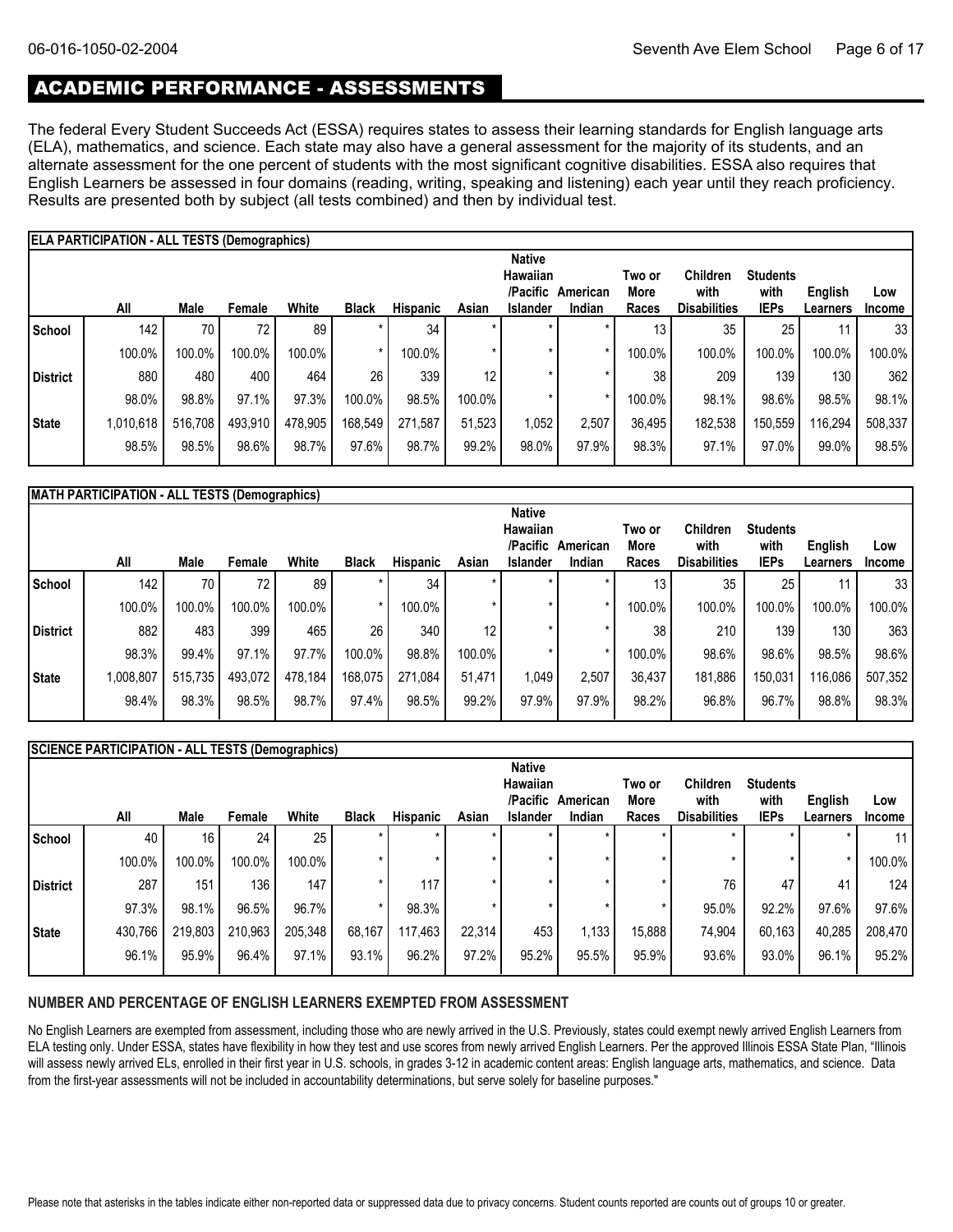## ACADEMIC PERFORMANCE - ASSESSMENTS

The federal Every Student Succeeds Act (ESSA) requires states to assess their learning standards for English language arts (ELA), mathematics, and science. Each state may also have a general assessment for the majority of its students, and an alternate assessment for the one percent of students with the most significant cognitive disabilities. ESSA also requires that English Learners be assessed in four domains (reading, writing, speaking and listening) each year until they reach proficiency. Results are presented both by subject (all tests combined) and then by individual test.

**ELA PARTICIPATION - ALL TESTS (Demographics)**

| | All | Male | Female | White | Black | Hispanic | Asian | Native Hawaiian /Pacific Islander | American Indian | Two or More Races | Children with Disabilities | Students with IEPs | English Learners | Low Income |
|---|---|---|---|---|---|---|---|---|---|---|---|---|---|---|
| School | 142 | 70 | 72 | 89 | * | 34 | * | * | * | 13 | 35 | 25 | 11 | 33 |
| | 100.0% | 100.0% | 100.0% | 100.0% | * | 100.0% | * | * | * | 100.0% | 100.0% | 100.0% | 100.0% | 100.0% |
| District | 880 | 480 | 400 | 464 | 26 | 339 | 12 | * | * | 38 | 209 | 139 | 130 | 362 |
| | 98.0% | 98.8% | 97.1% | 97.3% | 100.0% | 98.5% | 100.0% | * | * | 100.0% | 98.1% | 98.6% | 98.5% | 98.1% |
| State | 1,010,618 | 516,708 | 493,910 | 478,905 | 168,549 | 271,587 | 51,523 | 1,052 | 2,507 | 36,495 | 182,538 | 150,559 | 116,294 | 508,337 |
| | 98.5% | 98.5% | 98.6% | 98.7% | 97.6% | 98.7% | 99.2% | 98.0% | 97.9% | 98.3% | 97.1% | 97.0% | 99.0% | 98.5% |

**MATH PARTICIPATION - ALL TESTS (Demographics)**

| | All | Male | Female | White | Black | Hispanic | Asian | Native Hawaiian /Pacific Islander | American Indian | Two or More Races | Children with Disabilities | Students with IEPs | English Learners | Low Income |
|---|---|---|---|---|---|---|---|---|---|---|---|---|---|---|
| School | 142 | 70 | 72 | 89 | * | 34 | * | * | * | 13 | 35 | 25 | 11 | 33 |
| | 100.0% | 100.0% | 100.0% | 100.0% | * | 100.0% | * | * | * | 100.0% | 100.0% | 100.0% | 100.0% | 100.0% |
| District | 882 | 483 | 399 | 465 | 26 | 340 | 12 | * | * | 38 | 210 | 139 | 130 | 363 |
| | 98.3% | 99.4% | 97.1% | 97.7% | 100.0% | 98.8% | 100.0% | * | * | 100.0% | 98.6% | 98.6% | 98.5% | 98.6% |
| State | 1,008,807 | 515,735 | 493,072 | 478,184 | 168,075 | 271,084 | 51,471 | 1,049 | 2,507 | 36,437 | 181,886 | 150,031 | 116,086 | 507,352 |
| | 98.4% | 98.3% | 98.5% | 98.7% | 97.4% | 98.5% | 99.2% | 97.9% | 97.9% | 98.2% | 96.8% | 96.7% | 98.8% | 98.3% |

**SCIENCE PARTICIPATION - ALL TESTS (Demographics)**

| | All | Male | Female | White | Black | Hispanic | Asian | Native Hawaiian /Pacific Islander | American Indian | Two or More Races | Children with Disabilities | Students with IEPs | English Learners | Low Income |
|---|---|---|---|---|---|---|---|---|---|---|---|---|---|---|
| School | 40 | 16 | 24 | 25 | * | * | * | * | * | * | * | * | * | 11 |
| | 100.0% | 100.0% | 100.0% | 100.0% | * | * | * | * | * | * | * | * | * | 100.0% |
| District | 287 | 151 | 136 | 147 | * | 117 | * | * | * | * | 76 | 47 | 41 | 124 |
| | 97.3% | 98.1% | 96.5% | 96.7% | * | 98.3% | * | * | * | * | 95.0% | 92.2% | 97.6% | 97.6% |
| State | 430,766 | 219,803 | 210,963 | 205,348 | 68,167 | 117,463 | 22,314 | 453 | 1,133 | 15,888 | 74,904 | 60,163 | 40,285 | 208,470 |
| | 96.1% | 95.9% | 96.4% | 97.1% | 93.1% | 96.2% | 97.2% | 95.2% | 95.5% | 95.9% | 93.6% | 93.0% | 96.1% | 95.2% |

**NUMBER AND PERCENTAGE OF ENGLISH LEARNERS EXEMPTED FROM ASSESSMENT**

No English Learners are exempted from assessment, including those who are newly arrived in the U.S. Previously, states could exempt newly arrived English Learners from ELA testing only. Under ESSA, states have flexibility in how they test and use scores from newly arrived English Learners. Per the approved Illinois ESSA State Plan, "Illinois will assess newly arrived ELs, enrolled in their first year in U.S. schools, in grades 3-12 in academic content areas: English language arts, mathematics, and science. Data from the first-year assessments will not be included in accountability determinations, but serve solely for baseline purposes."

Please note that asterisks in the tables indicate either non-reported data or suppressed data due to privacy concerns. Student counts reported are counts out of groups 10 or greater.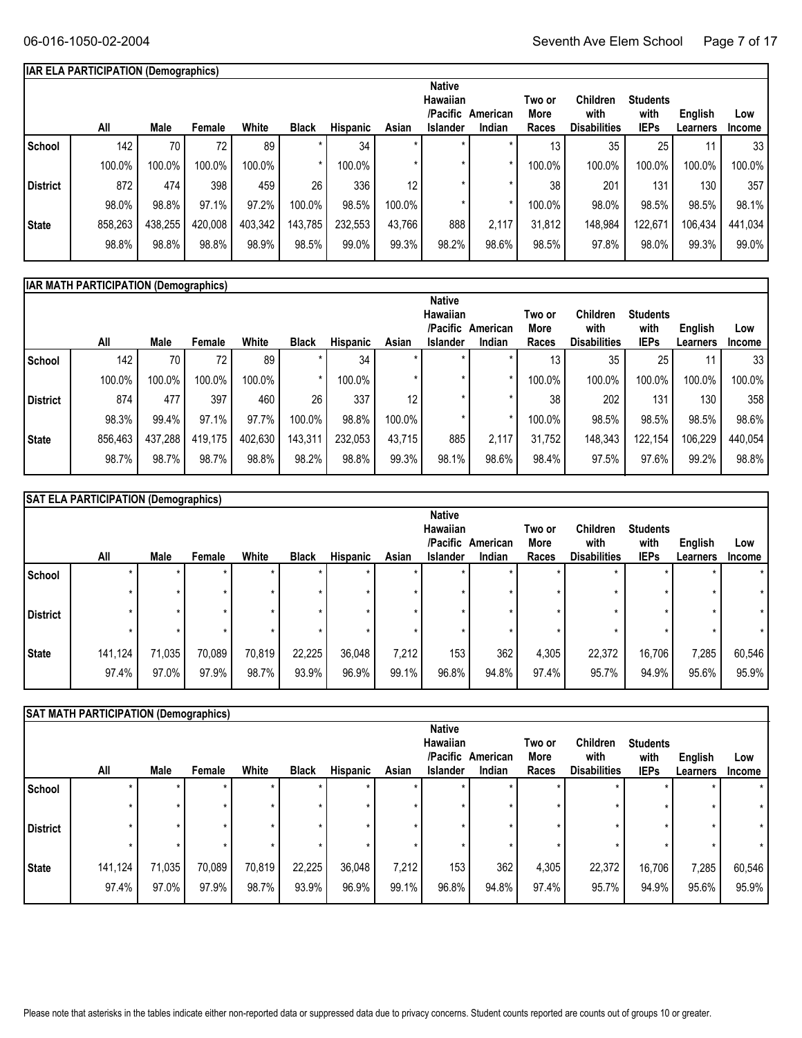## IAR ELA PARTICIPATION (Demographics)

| | All | Male | Female | White | Black | Hispanic | Asian | Native Hawaiian /Pacific Islander | American Indian | Two or More Races | Children with Disabilities | Students with IEPs | English Learners | Low Income |
|---|---|---|---|---|---|---|---|---|---|---|---|---|---|---|
| School | 142 | 70 | 72 | 89 | * | 34 | * | * | * | 13 | 35 | 25 | 11 | 33 |
| | 100.0% | 100.0% | 100.0% | 100.0% | * | 100.0% | * | * | * | 100.0% | 100.0% | 100.0% | 100.0% | 100.0% |
| District | 872 | 474 | 398 | 459 | 26 | 336 | 12 | * | * | 38 | 201 | 131 | 130 | 357 |
| | 98.0% | 98.8% | 97.1% | 97.2% | 100.0% | 98.5% | 100.0% | * | * | 100.0% | 98.0% | 98.5% | 98.5% | 98.1% |
| State | 858,263 | 438,255 | 420,008 | 403,342 | 143,785 | 232,553 | 43,766 | 888 | 2,117 | 31,812 | 148,984 | 122,671 | 106,434 | 441,034 |
| | 98.8% | 98.8% | 98.8% | 98.9% | 98.5% | 99.0% | 99.3% | 98.2% | 98.6% | 98.5% | 97.8% | 98.0% | 99.3% | 99.0% |

## IAR MATH PARTICIPATION (Demographics)

| | All | Male | Female | White | Black | Hispanic | Asian | Native Hawaiian /Pacific Islander | American Indian | Two or More Races | Children with Disabilities | Students with IEPs | English Learners | Low Income |
|---|---|---|---|---|---|---|---|---|---|---|---|---|---|---|
| School | 142 | 70 | 72 | 89 | * | 34 | * | * | * | 13 | 35 | 25 | 11 | 33 |
| | 100.0% | 100.0% | 100.0% | 100.0% | * | 100.0% | * | * | * | 100.0% | 100.0% | 100.0% | 100.0% | 100.0% |
| District | 874 | 477 | 397 | 460 | 26 | 337 | 12 | * | * | 38 | 202 | 131 | 130 | 358 |
| | 98.3% | 99.4% | 97.1% | 97.7% | 100.0% | 98.8% | 100.0% | * | * | 100.0% | 98.5% | 98.5% | 98.5% | 98.6% |
| State | 856,463 | 437,288 | 419,175 | 402,630 | 143,311 | 232,053 | 43,715 | 885 | 2,117 | 31,752 | 148,343 | 122,154 | 106,229 | 440,054 |
| | 98.7% | 98.7% | 98.7% | 98.8% | 98.2% | 98.8% | 99.3% | 98.1% | 98.6% | 98.4% | 97.5% | 97.6% | 99.2% | 98.8% |

## SAT ELA PARTICIPATION (Demographics)

| | All | Male | Female | White | Black | Hispanic | Asian | Native Hawaiian /Pacific Islander | American Indian | Two or More Races | Children with Disabilities | Students with IEPs | English Learners | Low Income |
|---|---|---|---|---|---|---|---|---|---|---|---|---|---|---|
| School | * | * | * | * | * | * | * | * | * | * | * | * | * | * |
| | * | * | * | * | * | * | * | * | * | * | * | * | * | * |
| District | * | * | * | * | * | * | * | * | * | * | * | * | * | * |
| | * | * | * | * | * | * | * | * | * | * | * | * | * | * |
| State | 141,124 | 71,035 | 70,089 | 70,819 | 22,225 | 36,048 | 7,212 | 153 | 362 | 4,305 | 22,372 | 16,706 | 7,285 | 60,546 |
| | 97.4% | 97.0% | 97.9% | 98.7% | 93.9% | 96.9% | 99.1% | 96.8% | 94.8% | 97.4% | 95.7% | 94.9% | 95.6% | 95.9% |

## SAT MATH PARTICIPATION (Demographics)

| | All | Male | Female | White | Black | Hispanic | Asian | Native Hawaiian /Pacific Islander | American Indian | Two or More Races | Children with Disabilities | Students with IEPs | English Learners | Low Income |
|---|---|---|---|---|---|---|---|---|---|---|---|---|---|---|
| School | * | * | * | * | * | * | * | * | * | * | * | * | * | * |
| | * | * | * | * | * | * | * | * | * | * | * | * | * | * |
| District | * | * | * | * | * | * | * | * | * | * | * | * | * | * |
| | * | * | * | * | * | * | * | * | * | * | * | * | * | * |
| State | 141,124 | 71,035 | 70,089 | 70,819 | 22,225 | 36,048 | 7,212 | 153 | 362 | 4,305 | 22,372 | 16,706 | 7,285 | 60,546 |
| | 97.4% | 97.0% | 97.9% | 98.7% | 93.9% | 96.9% | 99.1% | 96.8% | 94.8% | 97.4% | 95.7% | 94.9% | 95.6% | 95.9% |

Please note that asterisks in the tables indicate either non-reported data or suppressed data due to privacy concerns. Student counts reported are counts out of groups 10 or greater.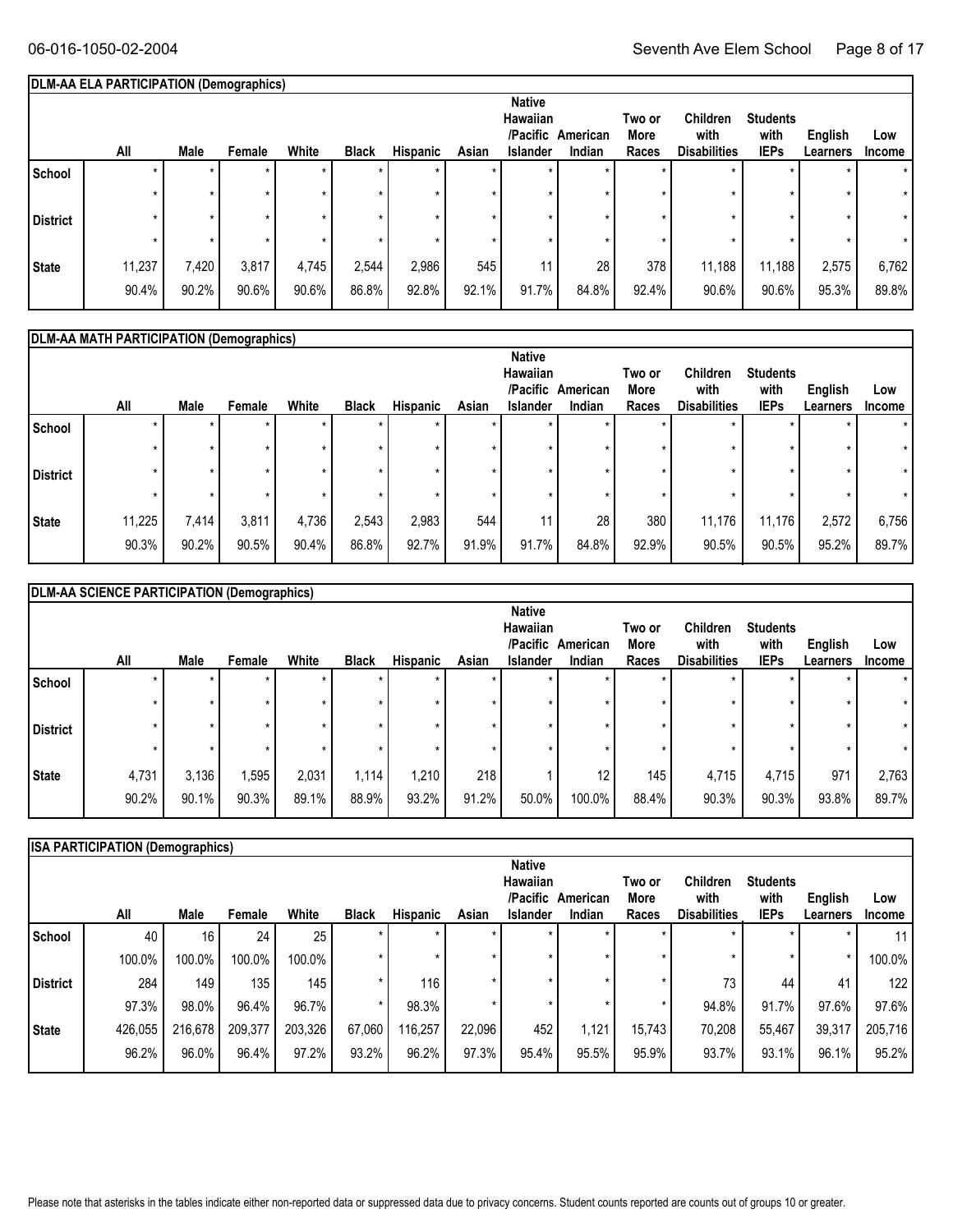## DLM-AA ELA PARTICIPATION (Demographics)

| | All | Male | Female | White | Black | Hispanic | Asian | Native Hawaiian /Pacific Islander | American Indian | Two or More Races | Children with Disabilities | Students with IEPs | English Learners | Low Income |
|---|---|---|---|---|---|---|---|---|---|---|---|---|---|---|
| School | * | * | * | * | * | * | * | * | * | * | * | * | * | * |
| | * | * | * | * | * | * | * | * | * | * | * | * | * | * |
| District | * | * | * | * | * | * | * | * | * | * | * | * | * | * |
| | * | * | * | * | * | * | * | * | * | * | * | * | * | * |
| State | 11,237 | 7,420 | 3,817 | 4,745 | 2,544 | 2,986 | 545 | 11 | 28 | 378 | 11,188 | 11,188 | 2,575 | 6,762 |
| | 90.4% | 90.2% | 90.6% | 90.6% | 86.8% | 92.8% | 92.1% | 91.7% | 84.8% | 92.4% | 90.6% | 90.6% | 95.3% | 89.8% |

## DLM-AA MATH PARTICIPATION (Demographics)

| | All | Male | Female | White | Black | Hispanic | Asian | Native Hawaiian /Pacific Islander | American Indian | Two or More Races | Children with Disabilities | Students with IEPs | English Learners | Low Income |
|---|---|---|---|---|---|---|---|---|---|---|---|---|---|---|
| School | * | * | * | * | * | * | * | * | * | * | * | * | * | * |
| | * | * | * | * | * | * | * | * | * | * | * | * | * | * |
| District | * | * | * | * | * | * | * | * | * | * | * | * | * | * |
| | * | * | * | * | * | * | * | * | * | * | * | * | * | * |
| State | 11,225 | 7,414 | 3,811 | 4,736 | 2,543 | 2,983 | 544 | 11 | 28 | 380 | 11,176 | 11,176 | 2,572 | 6,756 |
| | 90.3% | 90.2% | 90.5% | 90.4% | 86.8% | 92.7% | 91.9% | 91.7% | 84.8% | 92.9% | 90.5% | 90.5% | 95.2% | 89.7% |

## DLM-AA SCIENCE PARTICIPATION (Demographics)

| | All | Male | Female | White | Black | Hispanic | Asian | Native Hawaiian /Pacific Islander | American Indian | Two or More Races | Children with Disabilities | Students with IEPs | English Learners | Low Income |
|---|---|---|---|---|---|---|---|---|---|---|---|---|---|---|
| School | * | * | * | * | * | * | * | * | * | * | * | * | * | * |
| | * | * | * | * | * | * | * | * | * | * | * | * | * | * |
| District | * | * | * | * | * | * | * | * | * | * | * | * | * | * |
| | * | * | * | * | * | * | * | * | * | * | * | * | * | * |
| State | 4,731 | 3,136 | 1,595 | 2,031 | 1,114 | 1,210 | 218 | 1 | 12 | 145 | 4,715 | 4,715 | 971 | 2,763 |
| | 90.2% | 90.1% | 90.3% | 89.1% | 88.9% | 93.2% | 91.2% | 50.0% | 100.0% | 88.4% | 90.3% | 90.3% | 93.8% | 89.7% |

## ISA PARTICIPATION (Demographics)

| | All | Male | Female | White | Black | Hispanic | Asian | Native Hawaiian /Pacific Islander | American Indian | Two or More Races | Children with Disabilities | Students with IEPs | English Learners | Low Income |
|---|---|---|---|---|---|---|---|---|---|---|---|---|---|---|
| School | 40 | 16 | 24 | 25 | * | * | * | * | * | * | * | * | * | 11 |
| | 100.0% | 100.0% | 100.0% | 100.0% | * | * | * | * | * | * | * | * | * | 100.0% |
| District | 284 | 149 | 135 | 145 | * | 116 | * | * | * | * | 73 | 44 | 41 | 122 |
| | 97.3% | 98.0% | 96.4% | 96.7% | * | 98.3% | * | * | * | * | 94.8% | 91.7% | 97.6% | 97.6% |
| State | 426,055 | 216,678 | 209,377 | 203,326 | 67,060 | 116,257 | 22,096 | 452 | 1,121 | 15,743 | 70,208 | 55,467 | 39,317 | 205,716 |
| | 96.2% | 96.0% | 96.4% | 97.2% | 93.2% | 96.2% | 97.3% | 95.4% | 95.5% | 95.9% | 93.7% | 93.1% | 96.1% | 95.2% |

Please note that asterisks in the tables indicate either non-reported data or suppressed data due to privacy concerns. Student counts reported are counts out of groups 10 or greater.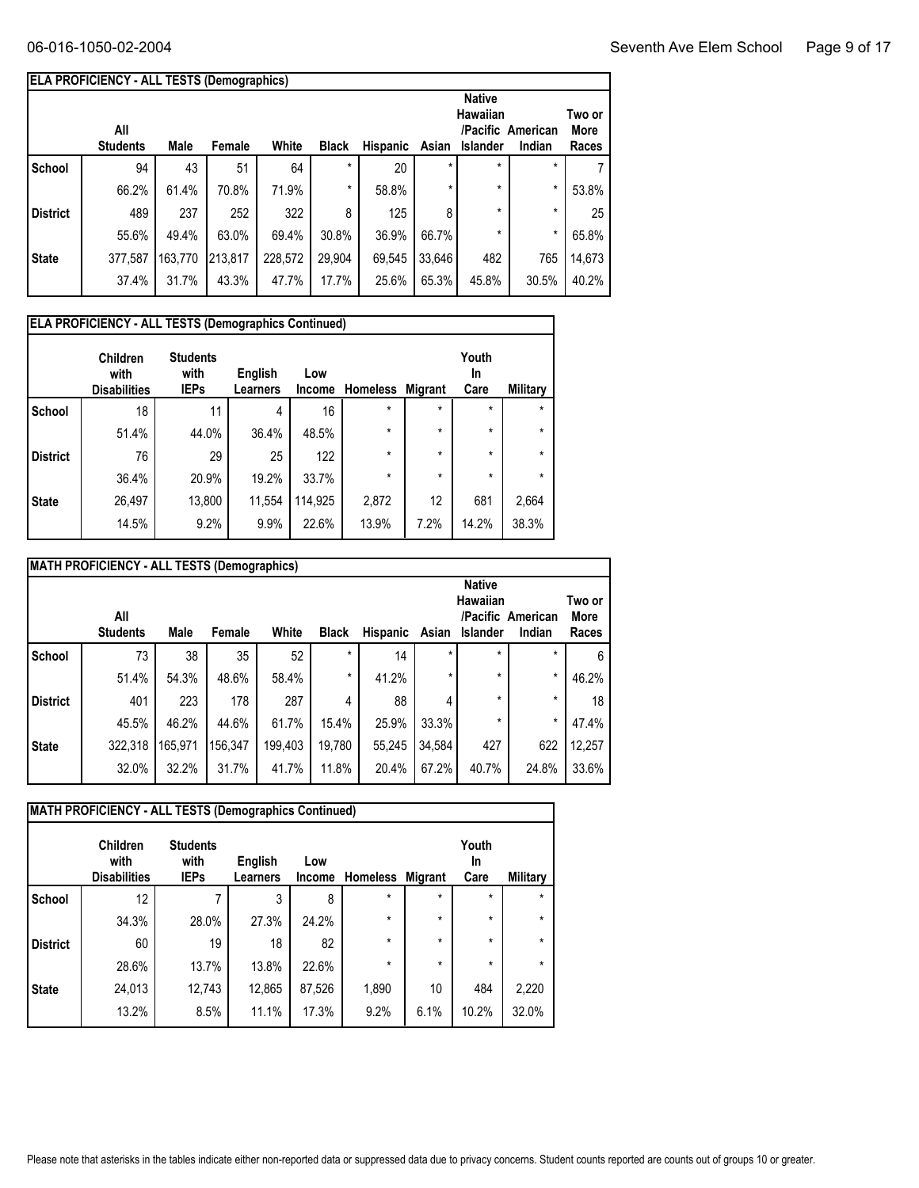## ELA PROFICIENCY - ALL TESTS (Demographics)

| | All Students | Male | Female | White | Black | Hispanic | Asian | Native Hawaiian /Pacific Islander | American Indian | Two or More Races |
|---|---|---|---|---|---|---|---|---|---|---|
| School | 94 | 43 | 51 | 64 | * | 20 | * | * | * | 7 |
| | 66.2% | 61.4% | 70.8% | 71.9% | * | 58.8% | * | * | * | 53.8% |
| District | 489 | 237 | 252 | 322 | 8 | 125 | 8 | * | * | 25 |
| | 55.6% | 49.4% | 63.0% | 69.4% | 30.8% | 36.9% | 66.7% | * | * | 65.8% |
| State | 377,587 | 163,770 | 213,817 | 228,572 | 29,904 | 69,545 | 33,646 | 482 | 765 | 14,673 |
| | 37.4% | 31.7% | 43.3% | 47.7% | 17.7% | 25.6% | 65.3% | 45.8% | 30.5% | 40.2% |

## ELA PROFICIENCY - ALL TESTS (Demographics Continued)

| | Children with Disabilities | Students with IEPs | English Learners | Low Income | Homeless | Migrant | Youth In Care | Military |
|---|---|---|---|---|---|---|---|---|
| School | 18 | 11 | 4 | 16 | * | * | * | * |
| | 51.4% | 44.0% | 36.4% | 48.5% | * | * | * | * |
| District | 76 | 29 | 25 | 122 | * | * | * | * |
| | 36.4% | 20.9% | 19.2% | 33.7% | * | * | * | * |
| State | 26,497 | 13,800 | 11,554 | 114,925 | 2,872 | 12 | 681 | 2,664 |
| | 14.5% | 9.2% | 9.9% | 22.6% | 13.9% | 7.2% | 14.2% | 38.3% |

## MATH PROFICIENCY - ALL TESTS (Demographics)

| | All Students | Male | Female | White | Black | Hispanic | Asian | Native Hawaiian /Pacific Islander | American Indian | Two or More Races |
|---|---|---|---|---|---|---|---|---|---|---|
| School | 73 | 38 | 35 | 52 | * | 14 | * | * | * | 6 |
| | 51.4% | 54.3% | 48.6% | 58.4% | * | 41.2% | * | * | * | 46.2% |
| District | 401 | 223 | 178 | 287 | 4 | 88 | 4 | * | * | 18 |
| | 45.5% | 46.2% | 44.6% | 61.7% | 15.4% | 25.9% | 33.3% | * | * | 47.4% |
| State | 322,318 | 165,971 | 156,347 | 199,403 | 19,780 | 55,245 | 34,584 | 427 | 622 | 12,257 |
| | 32.0% | 32.2% | 31.7% | 41.7% | 11.8% | 20.4% | 67.2% | 40.7% | 24.8% | 33.6% |

## MATH PROFICIENCY - ALL TESTS (Demographics Continued)

| | Children with Disabilities | Students with IEPs | English Learners | Low Income | Homeless | Migrant | Youth In Care | Military |
|---|---|---|---|---|---|---|---|---|
| School | 12 | 7 | 3 | 8 | * | * | * | * |
| | 34.3% | 28.0% | 27.3% | 24.2% | * | * | * | * |
| District | 60 | 19 | 18 | 82 | * | * | * | * |
| | 28.6% | 13.7% | 13.8% | 22.6% | * | * | * | * |
| State | 24,013 | 12,743 | 12,865 | 87,526 | 1,890 | 10 | 484 | 2,220 |
| | 13.2% | 8.5% | 11.1% | 17.3% | 9.2% | 6.1% | 10.2% | 32.0% |

Please note that asterisks in the tables indicate either non-reported data or suppressed data due to privacy concerns. Student counts reported are counts out of groups 10 or greater.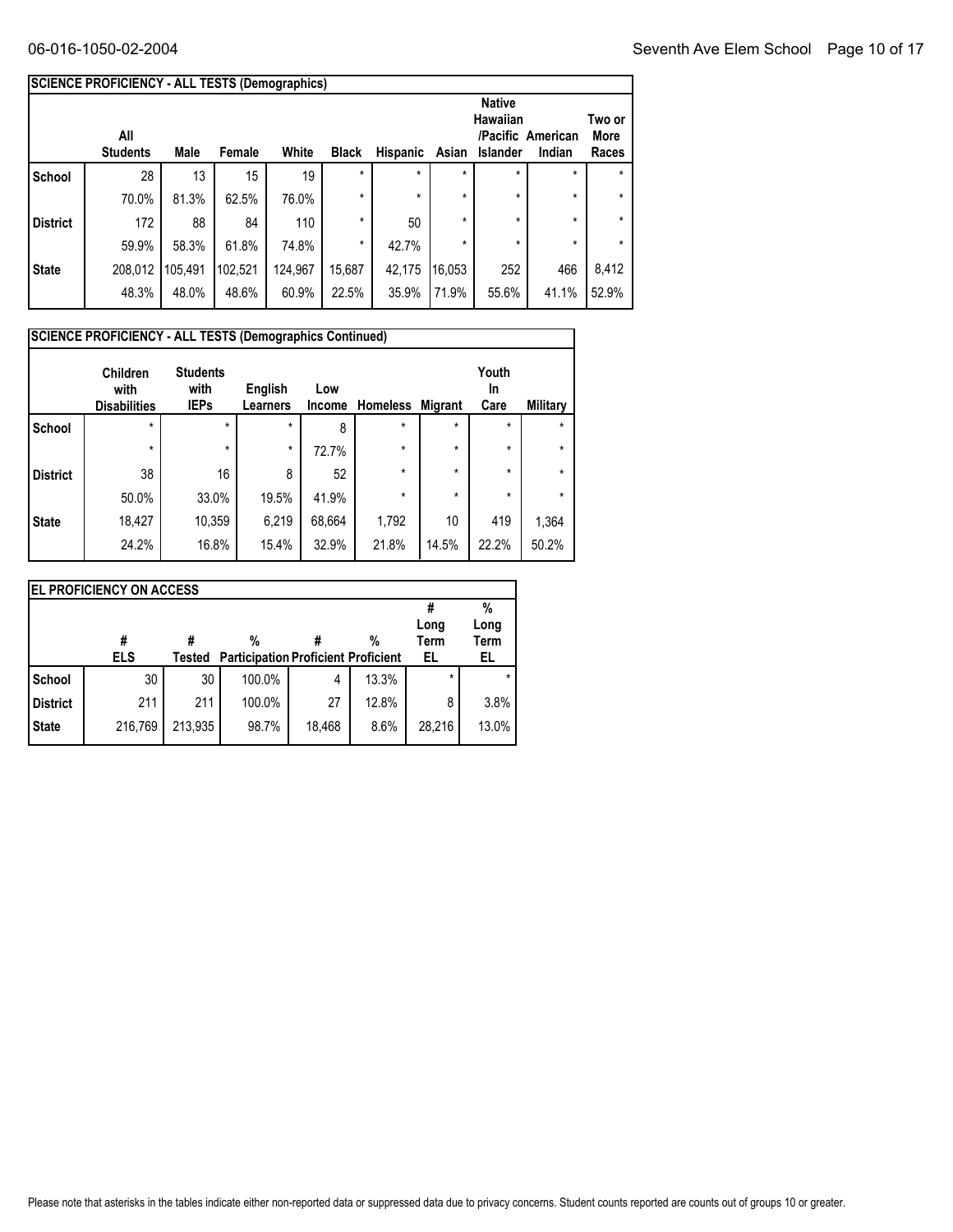## SCIENCE PROFICIENCY - ALL TESTS (Demographics)

| | All Students | Male | Female | White | Black | Hispanic | Asian | Native Hawaiian /Pacific Islander | American Indian | Two or More Races |
|---|---|---|---|---|---|---|---|---|---|---|
| School | 28 | 13 | 15 | 19 | * | * | * | * | * | * |
| | 70.0% | 81.3% | 62.5% | 76.0% | * | * | * | * | * | * |
| District | 172 | 88 | 84 | 110 | * | 50 | * | * | * | * |
| | 59.9% | 58.3% | 61.8% | 74.8% | * | 42.7% | * | * | * | * |
| State | 208,012 | 105,491 | 102,521 | 124,967 | 15,687 | 42,175 | 16,053 | 252 | 466 | 8,412 |
| | 48.3% | 48.0% | 48.6% | 60.9% | 22.5% | 35.9% | 71.9% | 55.6% | 41.1% | 52.9% |

## SCIENCE PROFICIENCY - ALL TESTS (Demographics Continued)

| | Children with Disabilities | Students with IEPs | English Learners | Low Income | Homeless | Migrant | Youth In Care | Military |
|---|---|---|---|---|---|---|---|---|
| School | * | * | * | 8 | * | * | * | * |
| | * | * | * | 72.7% | * | * | * | * |
| District | 38 | 16 | 8 | 52 | * | * | * | * |
| | 50.0% | 33.0% | 19.5% | 41.9% | * | * | * | * |
| State | 18,427 | 10,359 | 6,219 | 68,664 | 1,792 | 10 | 419 | 1,364 |
| | 24.2% | 16.8% | 15.4% | 32.9% | 21.8% | 14.5% | 22.2% | 50.2% |

## EL PROFICIENCY ON ACCESS

| | # ELS | # Tested | % Participation | # Proficient | % Proficient | # Long Term EL | % Long Term EL |
|---|---|---|---|---|---|---|---|
| School | 30 | 30 | 100.0% | 4 | 13.3% | * | * |
| District | 211 | 211 | 100.0% | 27 | 12.8% | 8 | 3.8% |
| State | 216,769 | 213,935 | 98.7% | 18,468 | 8.6% | 28,216 | 13.0% |

Please note that asterisks in the tables indicate either non-reported data or suppressed data due to privacy concerns. Student counts reported are counts out of groups 10 or greater.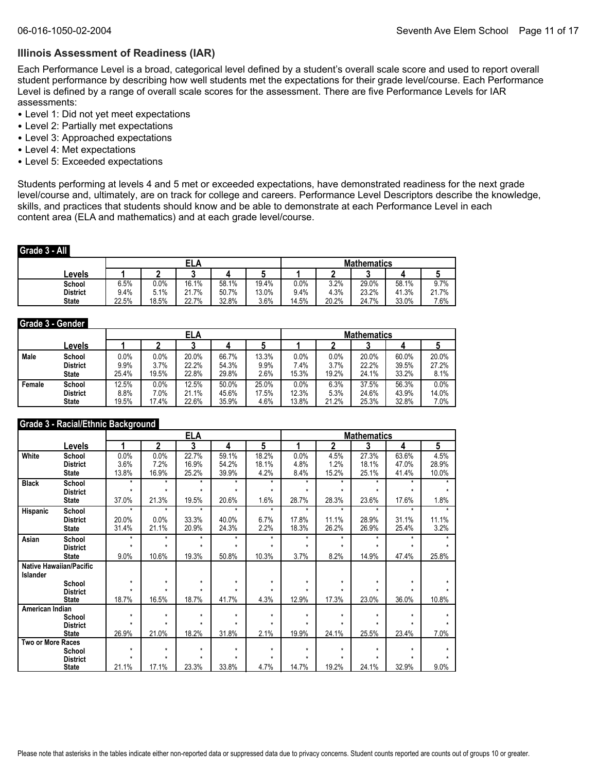## Illinois Assessment of Readiness (IAR)

Each Performance Level is a broad, categorical level defined by a student's overall scale score and used to report overall student performance by describing how well students met the expectations for their grade level/course. Each Performance Level is defined by a range of overall scale scores for the assessment. There are five Performance Levels for IAR assessments:

- Level 1: Did not yet meet expectations
- Level 2: Partially met expectations
- Level 3: Approached expectations
- Level 4: Met expectations
- Level 5: Exceeded expectations

Students performing at levels 4 and 5 met or exceeded expectations, have demonstrated readiness for the next grade level/course and, ultimately, are on track for college and careers. Performance Level Descriptors describe the knowledge, skills, and practices that students should know and be able to demonstrate at each Performance Level in each content area (ELA and mathematics) and at each grade level/course.

### Grade 3 - All

| | ELA | | | | | Mathematics | | | | |
|---|---|---|---|---|---|---|---|---|---|---|
| Levels | 1 | 2 | 3 | 4 | 5 | 1 | 2 | 3 | 4 | 5 |
| School | 6.5% | 0.0% | 16.1% | 58.1% | 19.4% | 0.0% | 3.2% | 29.0% | 58.1% | 9.7% |
| District | 9.4% | 5.1% | 21.7% | 50.7% | 13.0% | 9.4% | 4.3% | 23.2% | 41.3% | 21.7% |
| State | 22.5% | 18.5% | 22.7% | 32.8% | 3.6% | 14.5% | 20.2% | 24.7% | 33.0% | 7.6% |

### Grade 3 - Gender

| | | ELA | | | | | Mathematics | | | | |
|---|---|---|---|---|---|---|---|---|---|---|---|
| | Levels | 1 | 2 | 3 | 4 | 5 | 1 | 2 | 3 | 4 | 5 |
| Male | School | 0.0% | 0.0% | 20.0% | 66.7% | 13.3% | 0.0% | 0.0% | 20.0% | 60.0% | 20.0% |
| | District | 9.9% | 3.7% | 22.2% | 54.3% | 9.9% | 7.4% | 3.7% | 22.2% | 39.5% | 27.2% |
| | State | 25.4% | 19.5% | 22.8% | 29.8% | 2.6% | 15.3% | 19.2% | 24.1% | 33.2% | 8.1% |
| Female | School | 12.5% | 0.0% | 12.5% | 50.0% | 25.0% | 0.0% | 6.3% | 37.5% | 56.3% | 0.0% |
| | District | 8.8% | 7.0% | 21.1% | 45.6% | 17.5% | 12.3% | 5.3% | 24.6% | 43.9% | 14.0% |
| | State | 19.5% | 17.4% | 22.6% | 35.9% | 4.6% | 13.8% | 21.2% | 25.3% | 32.8% | 7.0% |

### Grade 3 - Racial/Ethnic Background

| | | ELA | | | | | Mathematics | | | | |
|---|---|---|---|---|---|---|---|---|---|---|---|
| | Levels | 1 | 2 | 3 | 4 | 5 | 1 | 2 | 3 | 4 | 5 |
| White | School | 0.0% | 0.0% | 22.7% | 59.1% | 18.2% | 0.0% | 4.5% | 27.3% | 63.6% | 4.5% |
| | District | 3.6% | 7.2% | 16.9% | 54.2% | 18.1% | 4.8% | 1.2% | 18.1% | 47.0% | 28.9% |
| | State | 13.8% | 16.9% | 25.2% | 39.9% | 4.2% | 8.4% | 15.2% | 25.1% | 41.4% | 10.0% |
| Black | School | * | * | * | * | * | * | * | * | * | * |
| | District | * | * | * | * | * | * | * | * | * | * |
| | State | 37.0% | 21.3% | 19.5% | 20.6% | 1.6% | 28.7% | 28.3% | 23.6% | 17.6% | 1.8% |
| Hispanic | School | * | * | * | * | * | * | * | * | * | * |
| | District | 20.0% | 0.0% | 33.3% | 40.0% | 6.7% | 17.8% | 11.1% | 28.9% | 31.1% | 11.1% |
| | State | 31.4% | 21.1% | 20.9% | 24.3% | 2.2% | 18.3% | 26.2% | 26.9% | 25.4% | 3.2% |
| Asian | School | * | * | * | * | * | * | * | * | * | * |
| | District | * | * | * | * | * | * | * | * | * | * |
| | State | 9.0% | 10.6% | 19.3% | 50.8% | 10.3% | 3.7% | 8.2% | 14.9% | 47.4% | 25.8% |
| Native Hawaiian/Pacific Islander | School | * | * | * | * | * | * | * | * | * | * |
| | District | * | * | * | * | * | * | * | * | * | * |
| | State | 18.7% | 16.5% | 18.7% | 41.7% | 4.3% | 12.9% | 17.3% | 23.0% | 36.0% | 10.8% |
| American Indian | School | * | * | * | * | * | * | * | * | * | * |
| | District | * | * | * | * | * | * | * | * | * | * |
| | State | 26.9% | 21.0% | 18.2% | 31.8% | 2.1% | 19.9% | 24.1% | 25.5% | 23.4% | 7.0% |
| Two or More Races | School | * | * | * | * | * | * | * | * | * | * |
| | District | * | * | * | * | * | * | * | * | * | * |
| | State | 21.1% | 17.1% | 23.3% | 33.8% | 4.7% | 14.7% | 19.2% | 24.1% | 32.9% | 9.0% |

Please note that asterisks in the tables indicate either non-reported data or suppressed data due to privacy concerns. Student counts reported are counts out of groups 10 or greater.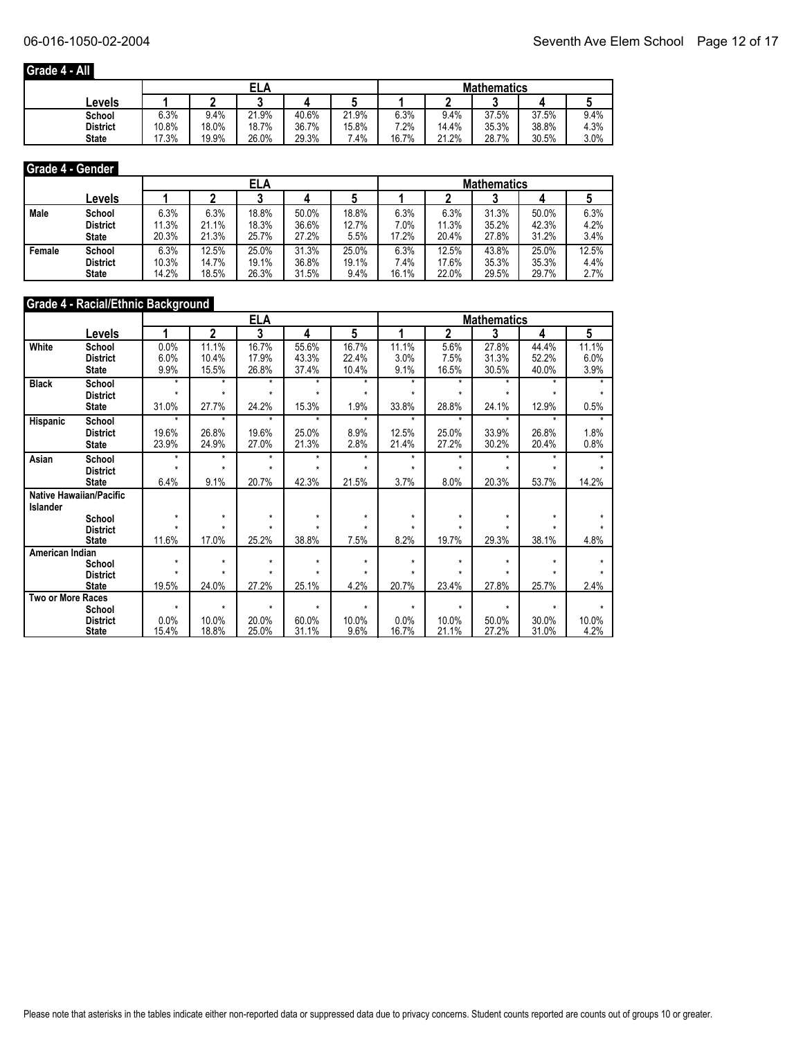## Grade 4 - All

| Levels | ELA | | | | | Mathematics | | | | |
|---|---|---|---|---|---|---|---|---|---|---|
| | 1 | 2 | 3 | 4 | 5 | 1 | 2 | 3 | 4 | 5 |
| **School** | 6.3% | 9.4% | 21.9% | 40.6% | 21.9% | 6.3% | 9.4% | 37.5% | 37.5% | 9.4% |
| **District** | 10.8% | 18.0% | 18.7% | 36.7% | 15.8% | 7.2% | 14.4% | 35.3% | 38.8% | 4.3% |
| **State** | 17.3% | 19.9% | 26.0% | 29.3% | 7.4% | 16.7% | 21.2% | 28.7% | 30.5% | 3.0% |

## Grade 4 - Gender

| | Levels | ELA | | | | | Mathematics | | | | |
|---|---|---|---|---|---|---|---|---|---|---|---|
| | | 1 | 2 | 3 | 4 | 5 | 1 | 2 | 3 | 4 | 5 |
| **Male** | **School** | 6.3% | 6.3% | 18.8% | 50.0% | 18.8% | 6.3% | 6.3% | 31.3% | 50.0% | 6.3% |
| | **District** | 11.3% | 21.1% | 18.3% | 36.6% | 12.7% | 7.0% | 11.3% | 35.2% | 42.3% | 4.2% |
| | **State** | 20.3% | 21.3% | 25.7% | 27.2% | 5.5% | 17.2% | 20.4% | 27.8% | 31.2% | 3.4% |
| **Female** | **School** | 6.3% | 12.5% | 25.0% | 31.3% | 25.0% | 6.3% | 12.5% | 43.8% | 25.0% | 12.5% |
| | **District** | 10.3% | 14.7% | 19.1% | 36.8% | 19.1% | 7.4% | 17.6% | 35.3% | 35.3% | 4.4% |
| | **State** | 14.2% | 18.5% | 26.3% | 31.5% | 9.4% | 16.1% | 22.0% | 29.5% | 29.7% | 2.7% |

## Grade 4 - Racial/Ethnic Background

| | Levels | ELA | | | | | Mathematics | | | | |
|---|---|---|---|---|---|---|---|---|---|---|---|
| | | 1 | 2 | 3 | 4 | 5 | 1 | 2 | 3 | 4 | 5 |
| **White** | **School** | 0.0% | 11.1% | 16.7% | 55.6% | 16.7% | 11.1% | 5.6% | 27.8% | 44.4% | 11.1% |
| | **District** | 6.0% | 10.4% | 17.9% | 43.3% | 22.4% | 3.0% | 7.5% | 31.3% | 52.2% | 6.0% |
| | **State** | 9.9% | 15.5% | 26.8% | 37.4% | 10.4% | 9.1% | 16.5% | 30.5% | 40.0% | 3.9% |
| **Black** | **School** | * | * | * | * | * | * | * | * | * | * |
| | **District** | * | * | * | * | * | * | * | * | * | * |
| | **State** | 31.0% | 27.7% | 24.2% | 15.3% | 1.9% | 33.8% | 28.8% | 24.1% | 12.9% | 0.5% |
| **Hispanic** | **School** | * | * | * | * | * | * | * | * | * | * |
| | **District** | 19.6% | 26.8% | 19.6% | 25.0% | 8.9% | 12.5% | 25.0% | 33.9% | 26.8% | 1.8% |
| | **State** | 23.9% | 24.9% | 27.0% | 21.3% | 2.8% | 21.4% | 27.2% | 30.2% | 20.4% | 0.8% |
| **Asian** | **School** | * | * | * | * | * | * | * | * | * | * |
| | **District** | * | * | * | * | * | * | * | * | * | * |
| | **State** | 6.4% | 9.1% | 20.7% | 42.3% | 21.5% | 3.7% | 8.0% | 20.3% | 53.7% | 14.2% |
| **Native Hawaiian/Pacific Islander** | | | | | | | | | | | |
| | **School** | * | * | * | * | * | * | * | * | * | * |
| | **District** | * | * | * | * | * | * | * | * | * | * |
| | **State** | 11.6% | 17.0% | 25.2% | 38.8% | 7.5% | 8.2% | 19.7% | 29.3% | 38.1% | 4.8% |
| **American Indian** | | | | | | | | | | | |
| | **School** | * | * | * | * | * | * | * | * | * | * |
| | **District** | * | * | * | * | * | * | * | * | * | * |
| | **State** | 19.5% | 24.0% | 27.2% | 25.1% | 4.2% | 20.7% | 23.4% | 27.8% | 25.7% | 2.4% |
| **Two or More Races** | | | | | | | | | | | |
| | **School** | * | * | * | * | * | * | * | * | * | * |
| | **District** | 0.0% | 10.0% | 20.0% | 60.0% | 10.0% | 0.0% | 10.0% | 50.0% | 30.0% | 10.0% |
| | **State** | 15.4% | 18.8% | 25.0% | 31.1% | 9.6% | 16.7% | 21.1% | 27.2% | 31.0% | 4.2% |

Please note that asterisks in the tables indicate either non-reported data or suppressed data due to privacy concerns. Student counts reported are counts out of groups 10 or greater.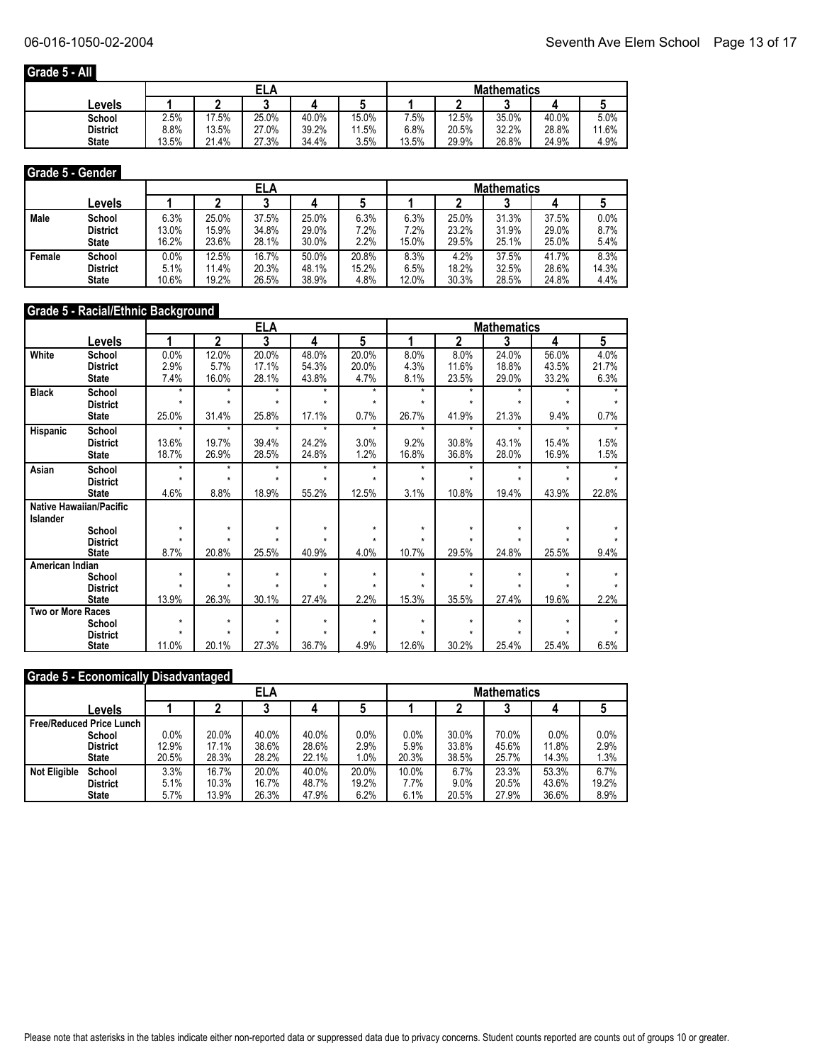## Grade 5 - All

| | Levels | ELA 1 | ELA 2 | ELA 3 | ELA 4 | ELA 5 | Mathematics 1 | Mathematics 2 | Mathematics 3 | Mathematics 4 | Mathematics 5 |
|---|---|---|---|---|---|---|---|---|---|---|---|
| | School | 2.5% | 17.5% | 25.0% | 40.0% | 15.0% | 7.5% | 12.5% | 35.0% | 40.0% | 5.0% |
| | District | 8.8% | 13.5% | 27.0% | 39.2% | 11.5% | 6.8% | 20.5% | 32.2% | 28.8% | 11.6% |
| | State | 13.5% | 21.4% | 27.3% | 34.4% | 3.5% | 13.5% | 29.9% | 26.8% | 24.9% | 4.9% |

## Grade 5 - Gender

| | Levels | ELA 1 | ELA 2 | ELA 3 | ELA 4 | ELA 5 | Mathematics 1 | Mathematics 2 | Mathematics 3 | Mathematics 4 | Mathematics 5 |
|---|---|---|---|---|---|---|---|---|---|---|---|
| Male | School | 6.3% | 25.0% | 37.5% | 25.0% | 6.3% | 6.3% | 25.0% | 31.3% | 37.5% | 0.0% |
| | District | 13.0% | 15.9% | 34.8% | 29.0% | 7.2% | 7.2% | 23.2% | 31.9% | 29.0% | 8.7% |
| | State | 16.2% | 23.6% | 28.1% | 30.0% | 2.2% | 15.0% | 29.5% | 25.1% | 25.0% | 5.4% |
| Female | School | 0.0% | 12.5% | 16.7% | 50.0% | 20.8% | 8.3% | 4.2% | 37.5% | 41.7% | 8.3% |
| | District | 5.1% | 11.4% | 20.3% | 48.1% | 15.2% | 6.5% | 18.2% | 32.5% | 28.6% | 14.3% |
| | State | 10.6% | 19.2% | 26.5% | 38.9% | 4.8% | 12.0% | 30.3% | 28.5% | 24.8% | 4.4% |

## Grade 5 - Racial/Ethnic Background

| | Levels | ELA 1 | ELA 2 | ELA 3 | ELA 4 | ELA 5 | Mathematics 1 | Mathematics 2 | Mathematics 3 | Mathematics 4 | Mathematics 5 |
|---|---|---|---|---|---|---|---|---|---|---|---|
| White | School | 0.0% | 12.0% | 20.0% | 48.0% | 20.0% | 8.0% | 8.0% | 24.0% | 56.0% | 4.0% |
| | District | 2.9% | 5.7% | 17.1% | 54.3% | 20.0% | 4.3% | 11.6% | 18.8% | 43.5% | 21.7% |
| | State | 7.4% | 16.0% | 28.1% | 43.8% | 4.7% | 8.1% | 23.5% | 29.0% | 33.2% | 6.3% |
| Black | School | * | * | * | * | * | * | * | * | * | * |
| | District | * | * | * | * | * | * | * | * | * | * |
| | State | 25.0% | 31.4% | 25.8% | 17.1% | 0.7% | 26.7% | 41.9% | 21.3% | 9.4% | 0.7% |
| Hispanic | School | * | * | * | * | * | * | * | * | * | * |
| | District | 13.6% | 19.7% | 39.4% | 24.2% | 3.0% | 9.2% | 30.8% | 43.1% | 15.4% | 1.5% |
| | State | 18.7% | 26.9% | 28.5% | 24.8% | 1.2% | 16.8% | 36.8% | 28.0% | 16.9% | 1.5% |
| Asian | School | * | * | * | * | * | * | * | * | * | * |
| | District | * | * | * | * | * | * | * | * | * | * |
| | State | 4.6% | 8.8% | 18.9% | 55.2% | 12.5% | 3.1% | 10.8% | 19.4% | 43.9% | 22.8% |
| Native Hawaiian/Pacific Islander | School | * | * | * | * | * | * | * | * | * | * |
| | District | * | * | * | * | * | * | * | * | * | * |
| | State | 8.7% | 20.8% | 25.5% | 40.9% | 4.0% | 10.7% | 29.5% | 24.8% | 25.5% | 9.4% |
| American Indian | School | * | * | * | * | * | * | * | * | * | * |
| | District | * | * | * | * | * | * | * | * | * | * |
| | State | 13.9% | 26.3% | 30.1% | 27.4% | 2.2% | 15.3% | 35.5% | 27.4% | 19.6% | 2.2% |
| Two or More Races | School | * | * | * | * | * | * | * | * | * | * |
| | District | * | * | * | * | * | * | * | * | * | * |
| | State | 11.0% | 20.1% | 27.3% | 36.7% | 4.9% | 12.6% | 30.2% | 25.4% | 25.4% | 6.5% |

## Grade 5 - Economically Disadvantaged

| | Levels | ELA 1 | ELA 2 | ELA 3 | ELA 4 | ELA 5 | Mathematics 1 | Mathematics 2 | Mathematics 3 | Mathematics 4 | Mathematics 5 |
|---|---|---|---|---|---|---|---|---|---|---|---|
| Free/Reduced Price Lunch | School | 0.0% | 20.0% | 40.0% | 40.0% | 0.0% | 0.0% | 30.0% | 70.0% | 0.0% | 0.0% |
| | District | 12.9% | 17.1% | 38.6% | 28.6% | 2.9% | 5.9% | 33.8% | 45.6% | 11.8% | 2.9% |
| | State | 20.5% | 28.3% | 28.2% | 22.1% | 1.0% | 20.3% | 38.5% | 25.7% | 14.3% | 1.3% |
| Not Eligible | School | 3.3% | 16.7% | 20.0% | 40.0% | 20.0% | 10.0% | 6.7% | 23.3% | 53.3% | 6.7% |
| | District | 5.1% | 10.3% | 16.7% | 48.7% | 19.2% | 7.7% | 9.0% | 20.5% | 43.6% | 19.2% |
| | State | 5.7% | 13.9% | 26.3% | 47.9% | 6.2% | 6.1% | 20.5% | 27.9% | 36.6% | 8.9% |

Please note that asterisks in the tables indicate either non-reported data or suppressed data due to privacy concerns. Student counts reported are counts out of groups 10 or greater.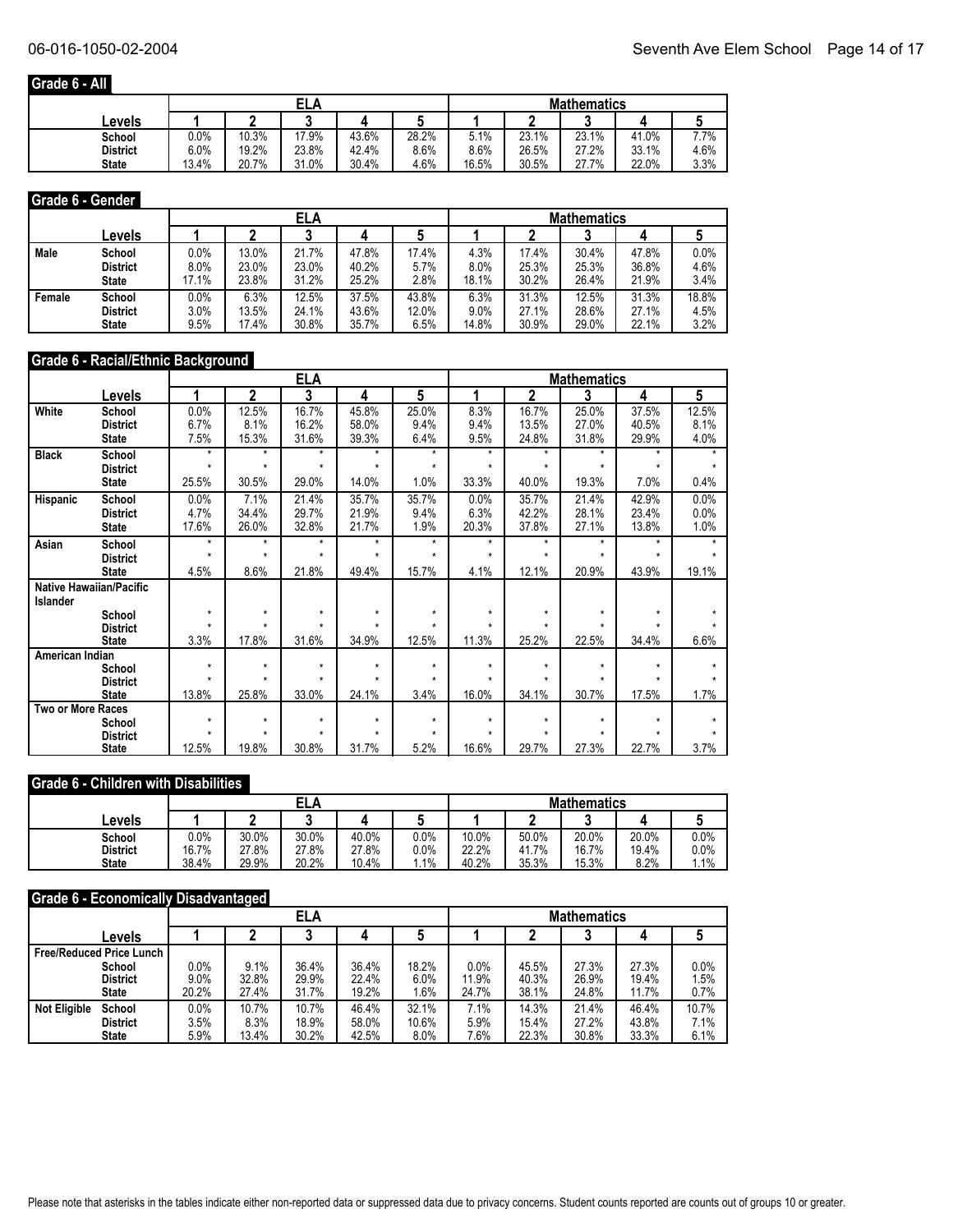## Grade 6 - All

| Levels | ELA 1 | ELA 2 | ELA 3 | ELA 4 | ELA 5 | Mathematics 1 | Mathematics 2 | Mathematics 3 | Mathematics 4 | Mathematics 5 |
|---|---|---|---|---|---|---|---|---|---|---|
| School | 0.0% | 10.3% | 17.9% | 43.6% | 28.2% | 5.1% | 23.1% | 23.1% | 41.0% | 7.7% |
| District | 6.0% | 19.2% | 23.8% | 42.4% | 8.6% | 8.6% | 26.5% | 27.2% | 33.1% | 4.6% |
| State | 13.4% | 20.7% | 31.0% | 30.4% | 4.6% | 16.5% | 30.5% | 27.7% | 22.0% | 3.3% |

## Grade 6 - Gender

| | Levels | ELA 1 | ELA 2 | ELA 3 | ELA 4 | ELA 5 | Mathematics 1 | Mathematics 2 | Mathematics 3 | Mathematics 4 | Mathematics 5 |
|---|---|---|---|---|---|---|---|---|---|---|---|
| Male | School | 0.0% | 13.0% | 21.7% | 47.8% | 17.4% | 4.3% | 17.4% | 30.4% | 47.8% | 0.0% |
| | District | 8.0% | 23.0% | 23.0% | 40.2% | 5.7% | 8.0% | 25.3% | 25.3% | 36.8% | 4.6% |
| | State | 17.1% | 23.8% | 31.2% | 25.2% | 2.8% | 18.1% | 30.2% | 26.4% | 21.9% | 3.4% |
| Female | School | 0.0% | 6.3% | 12.5% | 37.5% | 43.8% | 6.3% | 31.3% | 12.5% | 31.3% | 18.8% |
| | District | 3.0% | 13.5% | 24.1% | 43.6% | 12.0% | 9.0% | 27.1% | 28.6% | 27.1% | 4.5% |
| | State | 9.5% | 17.4% | 30.8% | 35.7% | 6.5% | 14.8% | 30.9% | 29.0% | 22.1% | 3.2% |

## Grade 6 - Racial/Ethnic Background

| | Levels | ELA 1 | ELA 2 | ELA 3 | ELA 4 | ELA 5 | Mathematics 1 | Mathematics 2 | Mathematics 3 | Mathematics 4 | Mathematics 5 |
|---|---|---|---|---|---|---|---|---|---|---|---|
| White | School | 0.0% | 12.5% | 16.7% | 45.8% | 25.0% | 8.3% | 16.7% | 25.0% | 37.5% | 12.5% |
| | District | 6.7% | 8.1% | 16.2% | 58.0% | 9.4% | 9.4% | 13.5% | 27.0% | 40.5% | 8.1% |
| | State | 7.5% | 15.3% | 31.6% | 39.3% | 6.4% | 9.5% | 24.8% | 31.8% | 29.9% | 4.0% |
| Black | School | * | * | * | * | * | * | * | * | * | * |
| | District | * | * | * | * | * | * | * | * | * | * |
| | State | 25.5% | 30.5% | 29.0% | 14.0% | 1.0% | 33.3% | 40.0% | 19.3% | 7.0% | 0.4% |
| Hispanic | School | 0.0% | 7.1% | 21.4% | 35.7% | 35.7% | 0.0% | 35.7% | 21.4% | 42.9% | 0.0% |
| | District | 4.7% | 34.4% | 29.7% | 21.9% | 9.4% | 6.3% | 42.2% | 28.1% | 23.4% | 0.0% |
| | State | 17.6% | 26.0% | 32.8% | 21.7% | 1.9% | 20.3% | 37.8% | 27.1% | 13.8% | 1.0% |
| Asian | School | * | * | * | * | * | * | * | * | * | * |
| | District | * | * | * | * | * | * | * | * | * | * |
| | State | 4.5% | 8.6% | 21.8% | 49.4% | 15.7% | 4.1% | 12.1% | 20.9% | 43.9% | 19.1% |
| Native Hawaiian/Pacific Islander | | | | | | | | | | | |
| | School | * | * | * | * | * | * | * | * | * | * |
| | District | * | * | * | * | * | * | * | * | * | * |
| | State | 3.3% | 17.8% | 31.6% | 34.9% | 12.5% | 11.3% | 25.2% | 22.5% | 34.4% | 6.6% |
| American Indian | | | | | | | | | | | |
| | School | * | * | * | * | * | * | * | * | * | * |
| | District | * | * | * | * | * | * | * | * | * | * |
| | State | 13.8% | 25.8% | 33.0% | 24.1% | 3.4% | 16.0% | 34.1% | 30.7% | 17.5% | 1.7% |
| Two or More Races | | | | | | | | | | | |
| | School | * | * | * | * | * | * | * | * | * | * |
| | District | * | * | * | * | * | * | * | * | * | * |
| | State | 12.5% | 19.8% | 30.8% | 31.7% | 5.2% | 16.6% | 29.7% | 27.3% | 22.7% | 3.7% |

## Grade 6 - Children with Disabilities

| Levels | ELA 1 | ELA 2 | ELA 3 | ELA 4 | ELA 5 | Mathematics 1 | Mathematics 2 | Mathematics 3 | Mathematics 4 | Mathematics 5 |
|---|---|---|---|---|---|---|---|---|---|---|
| School | 0.0% | 30.0% | 30.0% | 40.0% | 0.0% | 10.0% | 50.0% | 20.0% | 20.0% | 0.0% |
| District | 16.7% | 27.8% | 27.8% | 27.8% | 0.0% | 22.2% | 41.7% | 16.7% | 19.4% | 0.0% |
| State | 38.4% | 29.9% | 20.2% | 10.4% | 1.1% | 40.2% | 35.3% | 15.3% | 8.2% | 1.1% |

## Grade 6 - Economically Disadvantaged

| | Levels | ELA 1 | ELA 2 | ELA 3 | ELA 4 | ELA 5 | Mathematics 1 | Mathematics 2 | Mathematics 3 | Mathematics 4 | Mathematics 5 |
|---|---|---|---|---|---|---|---|---|---|---|---|
| Free/Reduced Price Lunch | | | | | | | | | | | |
| | School | 0.0% | 9.1% | 36.4% | 36.4% | 18.2% | 0.0% | 45.5% | 27.3% | 27.3% | 0.0% |
| | District | 9.0% | 32.8% | 29.9% | 22.4% | 6.0% | 11.9% | 40.3% | 26.9% | 19.4% | 1.5% |
| | State | 20.2% | 27.4% | 31.7% | 19.2% | 1.6% | 24.7% | 38.1% | 24.8% | 11.7% | 0.7% |
| Not Eligible | School | 0.0% | 10.7% | 10.7% | 46.4% | 32.1% | 7.1% | 14.3% | 21.4% | 46.4% | 10.7% |
| | District | 3.5% | 8.3% | 18.9% | 58.0% | 10.6% | 5.9% | 15.4% | 27.2% | 43.8% | 7.1% |
| | State | 5.9% | 13.4% | 30.2% | 42.5% | 8.0% | 7.6% | 22.3% | 30.8% | 33.3% | 6.1% |

Please note that asterisks in the tables indicate either non-reported data or suppressed data due to privacy concerns. Student counts reported are counts out of groups 10 or greater.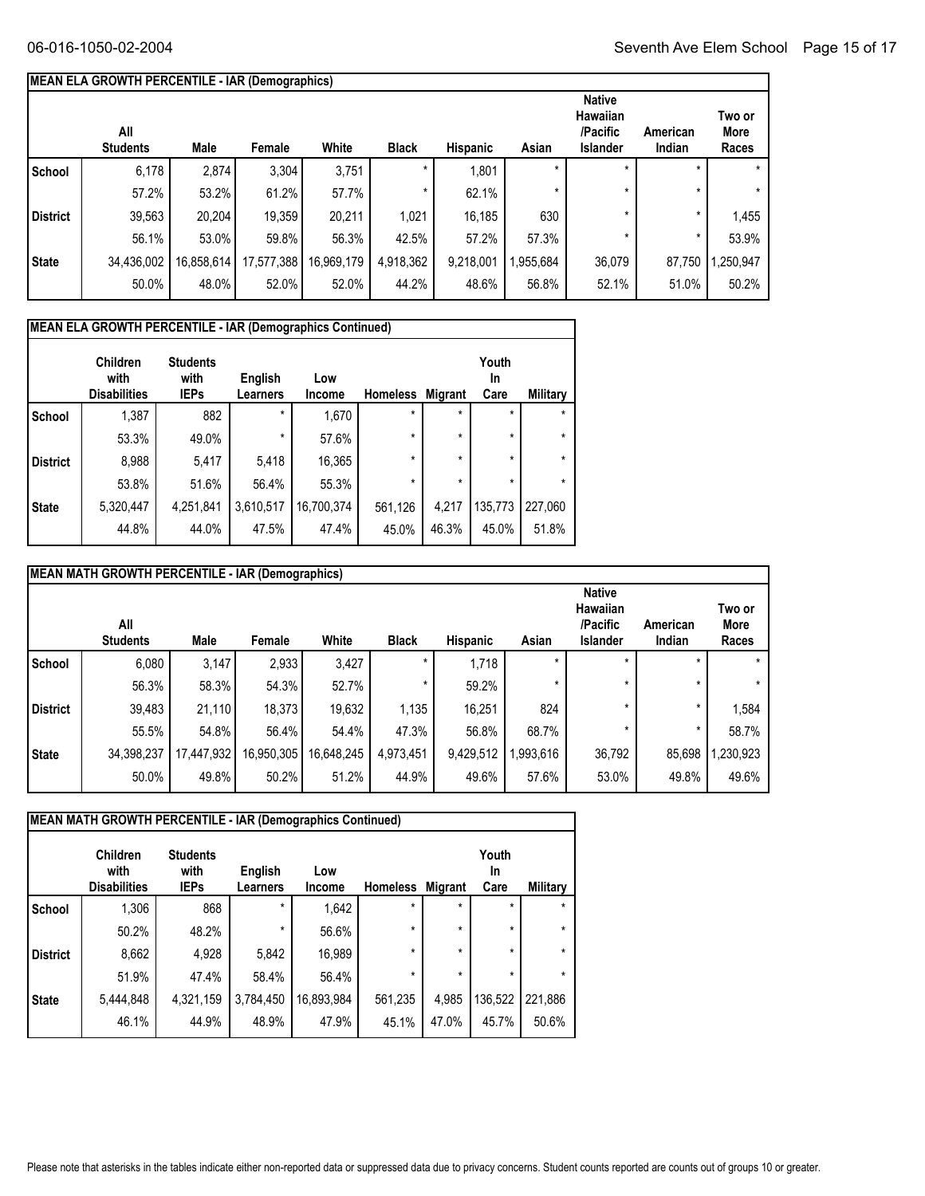**MEAN ELA GROWTH PERCENTILE - IAR (Demographics)**

| | All Students | Male | Female | White | Black | Hispanic | Asian | Native Hawaiian /Pacific Islander | American Indian | Two or More Races |
|---|---|---|---|---|---|---|---|---|---|---|
| School | 6,178 | 2,874 | 3,304 | 3,751 | * | 1,801 | * | * | * | * |
| | 57.2% | 53.2% | 61.2% | 57.7% | * | 62.1% | * | * | * | * |
| District | 39,563 | 20,204 | 19,359 | 20,211 | 1,021 | 16,185 | 630 | * | * | 1,455 |
| | 56.1% | 53.0% | 59.8% | 56.3% | 42.5% | 57.2% | 57.3% | * | * | 53.9% |
| State | 34,436,002 | 16,858,614 | 17,577,388 | 16,969,179 | 4,918,362 | 9,218,001 | 1,955,684 | 36,079 | 87,750 | 1,250,947 |
| | 50.0% | 48.0% | 52.0% | 52.0% | 44.2% | 48.6% | 56.8% | 52.1% | 51.0% | 50.2% |

**MEAN ELA GROWTH PERCENTILE - IAR (Demographics Continued)**

| | Children with Disabilities | Students with IEPs | English Learners | Low Income | Homeless | Migrant | Youth In Care | Military |
|---|---|---|---|---|---|---|---|---|
| School | 1,387 | 882 | * | 1,670 | * | * | * | * |
| | 53.3% | 49.0% | * | 57.6% | * | * | * | * |
| District | 8,988 | 5,417 | 5,418 | 16,365 | * | * | * | * |
| | 53.8% | 51.6% | 56.4% | 55.3% | * | * | * | * |
| State | 5,320,447 | 4,251,841 | 3,610,517 | 16,700,374 | 561,126 | 4,217 | 135,773 | 227,060 |
| | 44.8% | 44.0% | 47.5% | 47.4% | 45.0% | 46.3% | 45.0% | 51.8% |

**MEAN MATH GROWTH PERCENTILE - IAR (Demographics)**

| | All Students | Male | Female | White | Black | Hispanic | Asian | Native Hawaiian /Pacific Islander | American Indian | Two or More Races |
|---|---|---|---|---|---|---|---|---|---|---|
| School | 6,080 | 3,147 | 2,933 | 3,427 | * | 1,718 | * | * | * | * |
| | 56.3% | 58.3% | 54.3% | 52.7% | * | 59.2% | * | * | * | * |
| District | 39,483 | 21,110 | 18,373 | 19,632 | 1,135 | 16,251 | 824 | * | * | 1,584 |
| | 55.5% | 54.8% | 56.4% | 54.4% | 47.3% | 56.8% | 68.7% | * | * | 58.7% |
| State | 34,398,237 | 17,447,932 | 16,950,305 | 16,648,245 | 4,973,451 | 9,429,512 | 1,993,616 | 36,792 | 85,698 | 1,230,923 |
| | 50.0% | 49.8% | 50.2% | 51.2% | 44.9% | 49.6% | 57.6% | 53.0% | 49.8% | 49.6% |

**MEAN MATH GROWTH PERCENTILE - IAR (Demographics Continued)**

| | Children with Disabilities | Students with IEPs | English Learners | Low Income | Homeless | Migrant | Youth In Care | Military |
|---|---|---|---|---|---|---|---|---|
| School | 1,306 | 868 | * | 1,642 | * | * | * | * |
| | 50.2% | 48.2% | * | 56.6% | * | * | * | * |
| District | 8,662 | 4,928 | 5,842 | 16,989 | * | * | * | * |
| | 51.9% | 47.4% | 58.4% | 56.4% | * | * | * | * |
| State | 5,444,848 | 4,321,159 | 3,784,450 | 16,893,984 | 561,235 | 4,985 | 136,522 | 221,886 |
| | 46.1% | 44.9% | 48.9% | 47.9% | 45.1% | 47.0% | 45.7% | 50.6% |

Please note that asterisks in the tables indicate either non-reported data or suppressed data due to privacy concerns. Student counts reported are counts out of groups 10 or greater.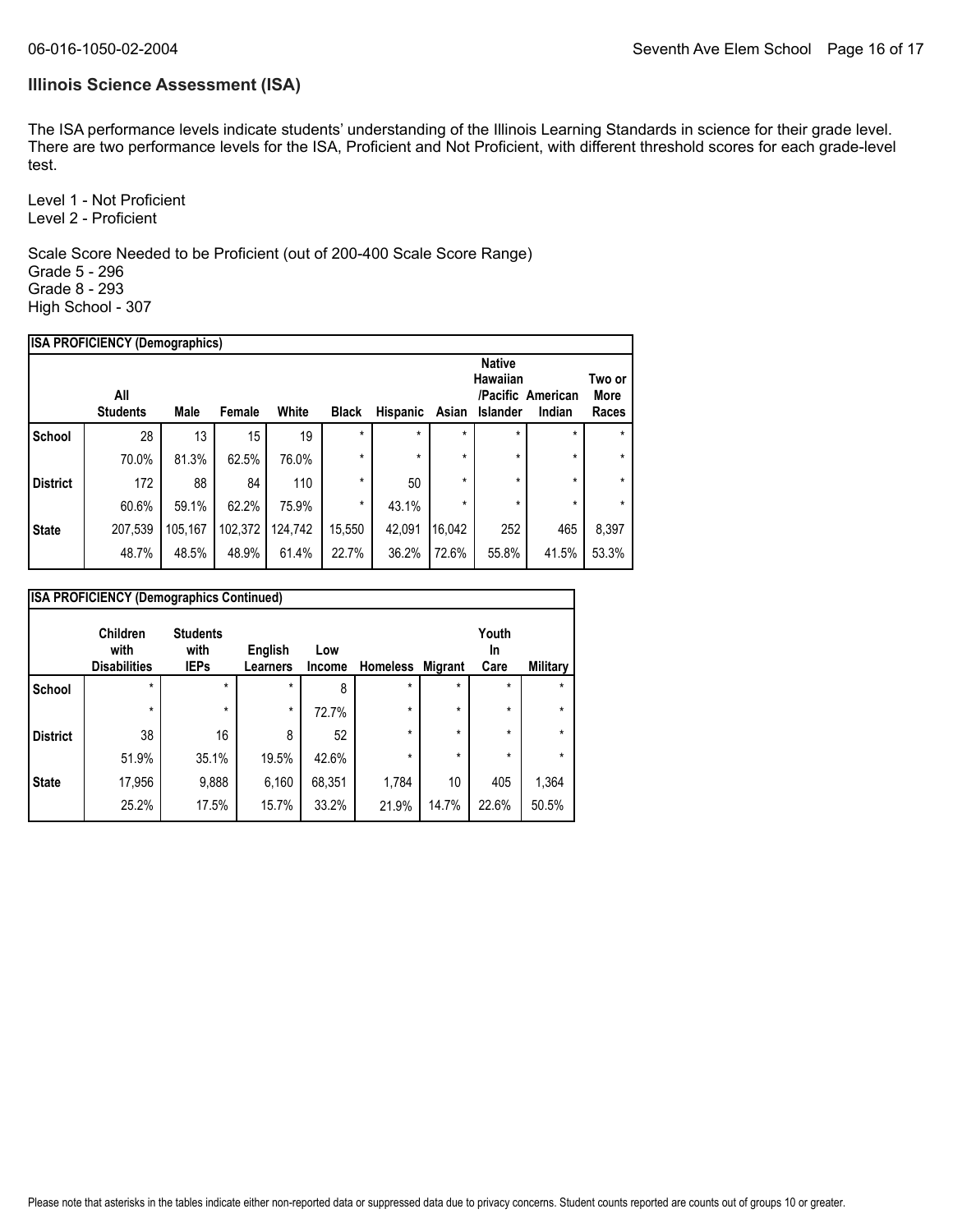## Illinois Science Assessment (ISA)

The ISA performance levels indicate students' understanding of the Illinois Learning Standards in science for their grade level. There are two performance levels for the ISA, Proficient and Not Proficient, with different threshold scores for each grade-level test.

Level 1 - Not Proficient
Level 2 - Proficient

Scale Score Needed to be Proficient (out of 200-400 Scale Score Range)
Grade 5 - 296
Grade 8 - 293
High School - 307

**ISA PROFICIENCY (Demographics)**

| | All Students | Male | Female | White | Black | Hispanic | Asian | Native Hawaiian /Pacific Islander | American Indian | Two or More Races |
|---|---|---|---|---|---|---|---|---|---|---|
| School | 28 | 13 | 15 | 19 | * | * | * | * | * | * |
| | 70.0% | 81.3% | 62.5% | 76.0% | * | * | * | * | * | * |
| District | 172 | 88 | 84 | 110 | * | 50 | * | * | * | * |
| | 60.6% | 59.1% | 62.2% | 75.9% | * | 43.1% | * | * | * | * |
| State | 207,539 | 105,167 | 102,372 | 124,742 | 15,550 | 42,091 | 16,042 | 252 | 465 | 8,397 |
| | 48.7% | 48.5% | 48.9% | 61.4% | 22.7% | 36.2% | 72.6% | 55.8% | 41.5% | 53.3% |

**ISA PROFICIENCY (Demographics Continued)**

| | Children with Disabilities | Students with IEPs | English Learners | Low Income | Homeless | Migrant | Youth In Care | Military |
|---|---|---|---|---|---|---|---|---|
| School | * | * | * | 8 | * | * | * | * |
| | * | * | * | 72.7% | * | * | * | * |
| District | 38 | 16 | 8 | 52 | * | * | * | * |
| | 51.9% | 35.1% | 19.5% | 42.6% | * | * | * | * |
| State | 17,956 | 9,888 | 6,160 | 68,351 | 1,784 | 10 | 405 | 1,364 |
| | 25.2% | 17.5% | 15.7% | 33.2% | 21.9% | 14.7% | 22.6% | 50.5% |

Please note that asterisks in the tables indicate either non-reported data or suppressed data due to privacy concerns. Student counts reported are counts out of groups 10 or greater.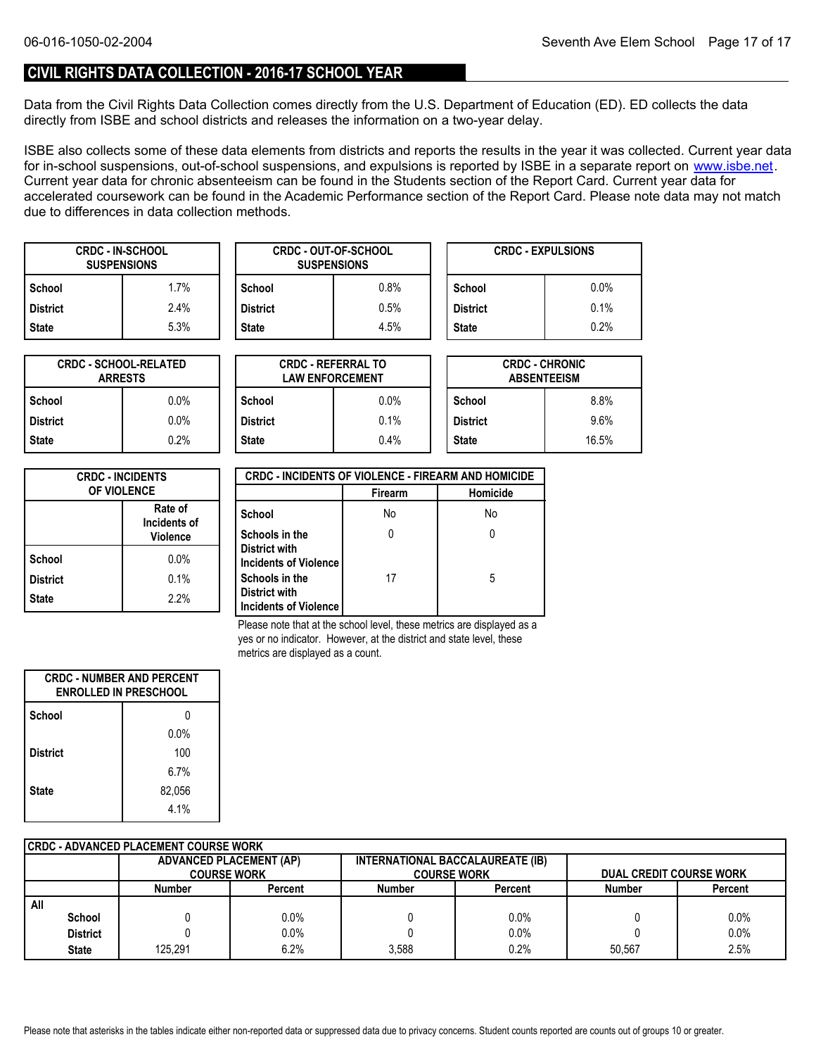## CIVIL RIGHTS DATA COLLECTION - 2016-17 SCHOOL YEAR

Data from the Civil Rights Data Collection comes directly from the U.S. Department of Education (ED). ED collects the data directly from ISBE and school districts and releases the information on a two-year delay.

ISBE also collects some of these data elements from districts and reports the results in the year it was collected. Current year data for in-school suspensions, out-of-school suspensions, and expulsions is reported by ISBE in a separate report on www.isbe.net. Current year data for chronic absenteeism can be found in the Students section of the Report Card. Current year data for accelerated coursework can be found in the Academic Performance section of the Report Card. Please note data may not match due to differences in data collection methods.

| CRDC - IN-SCHOOL SUSPENSIONS | |
|---|---|
| School | 1.7% |
| District | 2.4% |
| State | 5.3% |

| CRDC - OUT-OF-SCHOOL SUSPENSIONS | |
|---|---|
| School | 0.8% |
| District | 0.5% |
| State | 4.5% |

| CRDC - EXPULSIONS | |
|---|---|
| School | 0.0% |
| District | 0.1% |
| State | 0.2% |

| CRDC - SCHOOL-RELATED ARRESTS | |
|---|---|
| School | 0.0% |
| District | 0.0% |
| State | 0.2% |

| CRDC - REFERRAL TO LAW ENFORCEMENT | |
|---|---|
| School | 0.0% |
| District | 0.1% |
| State | 0.4% |

| CRDC - CHRONIC ABSENTEEISM | |
|---|---|
| School | 8.8% |
| District | 9.6% |
| State | 16.5% |

| CRDC - INCIDENTS OF VIOLENCE | Rate of Incidents of Violence |
|---|---|
| School | 0.0% |
| District | 0.1% |
| State | 2.2% |

| CRDC - INCIDENTS OF VIOLENCE - FIREARM AND HOMICIDE | Firearm | Homicide |
|---|---|---|
| School | No | No |
| Schools in the District with Incidents of Violence | 0 | 0 |
| Schools in the District with Incidents of Violence | 17 | 5 |

Please note that at the school level, these metrics are displayed as a yes or no indicator. However, at the district and state level, these metrics are displayed as a count.

| CRDC - NUMBER AND PERCENT ENROLLED IN PRESCHOOL | |
|---|---|
| School | 0 |
| | 0.0% |
| District | 100 |
| | 6.7% |
| State | 82,056 |
| | 4.1% |

| CRDC - ADVANCED PLACEMENT COURSE WORK | ADVANCED PLACEMENT (AP) COURSE WORK | | INTERNATIONAL BACCALAUREATE (IB) COURSE WORK | | DUAL CREDIT COURSE WORK | |
|---|---|---|---|---|---|---|
| | Number | Percent | Number | Percent | Number | Percent |
| All | | | | | | |
| School | 0 | 0.0% | 0 | 0.0% | 0 | 0.0% |
| District | 0 | 0.0% | 0 | 0.0% | 0 | 0.0% |
| State | 125,291 | 6.2% | 3,588 | 0.2% | 50,567 | 2.5% |

Please note that asterisks in the tables indicate either non-reported data or suppressed data due to privacy concerns. Student counts reported are counts out of groups 10 or greater.